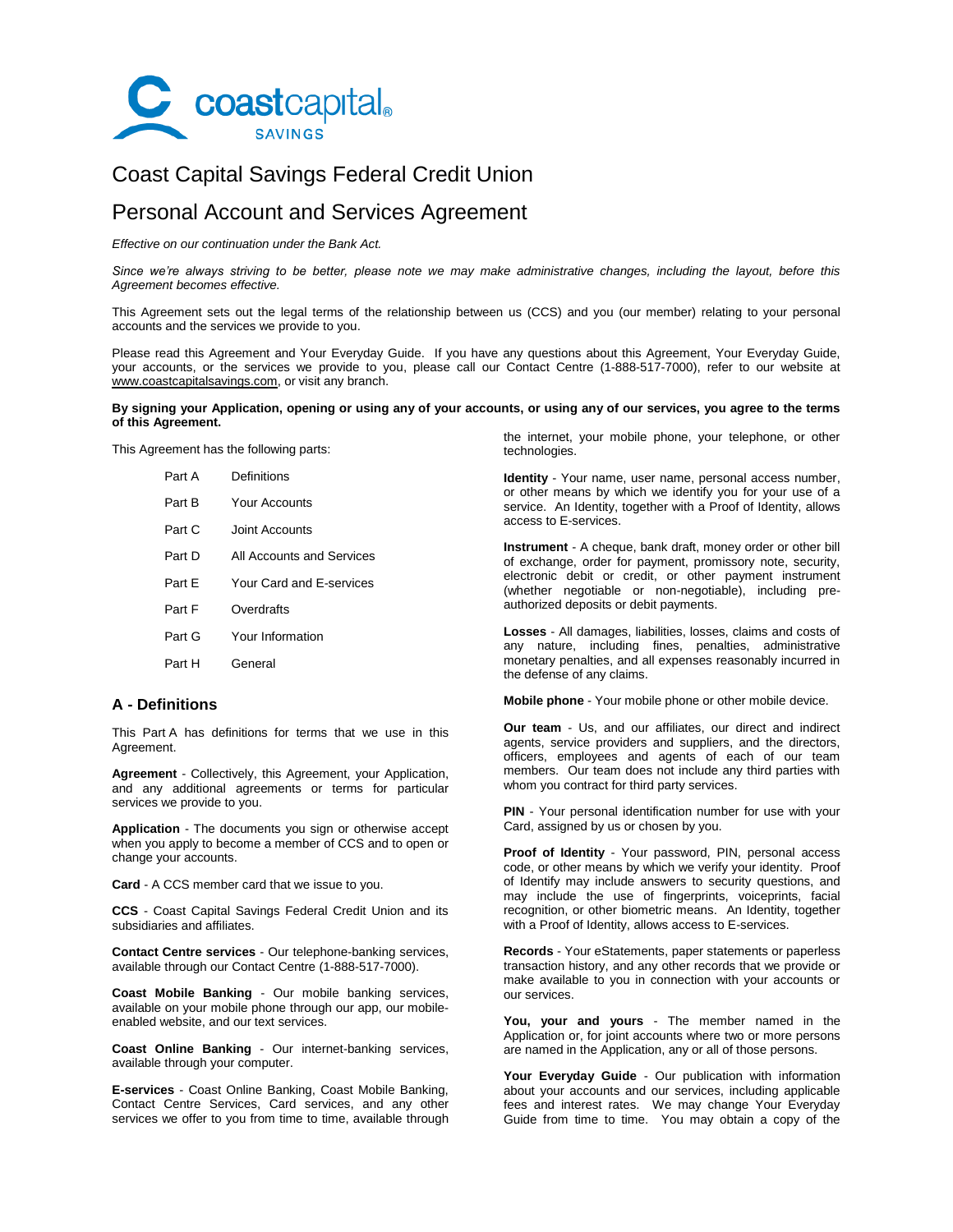coastcapital® SAVINGS

# Coast Capital Savings Federal Credit Union

# Personal Account and Services Agreement

*Effective on our continuation under the Bank Act.*

*Since we're always striving to be better, please note we may make administrative changes, including the layout, before this Agreement becomes effective.*

This Agreement sets out the legal terms of the relationship between us (CCS) and you (our member) relating to your personal accounts and the services we provide to you.

Please read this Agreement and Your Everyday Guide. If you have any questions about this Agreement, Your Everyday Guide, your accounts, or the services we provide to you, please call our Contact Centre (1-888-517-7000), refer to our website at www.coastcapitalsavings.com, or visit any branch.

**By signing your Application, opening or using any of your accounts, or using any of our services, you agree to the terms of this Agreement.**

This Agreement has the following parts:

| | |
|---|---|
| Part A | Definitions |
| Part B | Your Accounts |
| Part C | Joint Accounts |
| Part D | All Accounts and Services |
| Part E | Your Card and E-services |
| Part F | Overdrafts |
| Part G | Your Information |
| Part H | General |

## A - Definitions

This Part A has definitions for terms that we use in this Agreement.

**Agreement** - Collectively, this Agreement, your Application, and any additional agreements or terms for particular services we provide to you.

**Application** - The documents you sign or otherwise accept when you apply to become a member of CCS and to open or change your accounts.

**Card** - A CCS member card that we issue to you.

**CCS** - Coast Capital Savings Federal Credit Union and its subsidiaries and affiliates.

**Contact Centre services** - Our telephone-banking services, available through our Contact Centre (1-888-517-7000).

**Coast Mobile Banking** - Our mobile banking services, available on your mobile phone through our app, our mobile-enabled website, and our text services.

**Coast Online Banking** - Our internet-banking services, available through your computer.

**E-services** - Coast Online Banking, Coast Mobile Banking, Contact Centre Services, Card services, and any other services we offer to you from time to time, available through the internet, your mobile phone, your telephone, or other technologies.

**Identity** - Your name, user name, personal access number, or other means by which we identify you for your use of a service. An Identity, together with a Proof of Identity, allows access to E-services.

**Instrument** - A cheque, bank draft, money order or other bill of exchange, order for payment, promissory note, security, electronic debit or credit, or other payment instrument (whether negotiable or non-negotiable), including pre-authorized deposits or debit payments.

**Losses** - All damages, liabilities, losses, claims and costs of any nature, including fines, penalties, administrative monetary penalties, and all expenses reasonably incurred in the defense of any claims.

**Mobile phone** - Your mobile phone or other mobile device.

**Our team** - Us, and our affiliates, our direct and indirect agents, service providers and suppliers, and the directors, officers, employees and agents of each of our team members. Our team does not include any third parties with whom you contract for third party services.

**PIN** - Your personal identification number for use with your Card, assigned by us or chosen by you.

**Proof of Identity** - Your password, PIN, personal access code, or other means by which we verify your identity. Proof of Identify may include answers to security questions, and may include the use of fingerprints, voiceprints, facial recognition, or other biometric means. An Identity, together with a Proof of Identity, allows access to E-services.

**Records** - Your eStatements, paper statements or paperless transaction history, and any other records that we provide or make available to you in connection with your accounts or our services.

**You, your and yours** - The member named in the Application or, for joint accounts where two or more persons are named in the Application, any or all of those persons.

**Your Everyday Guide** - Our publication with information about your accounts and our services, including applicable fees and interest rates. We may change Your Everyday Guide from time to time. You may obtain a copy of the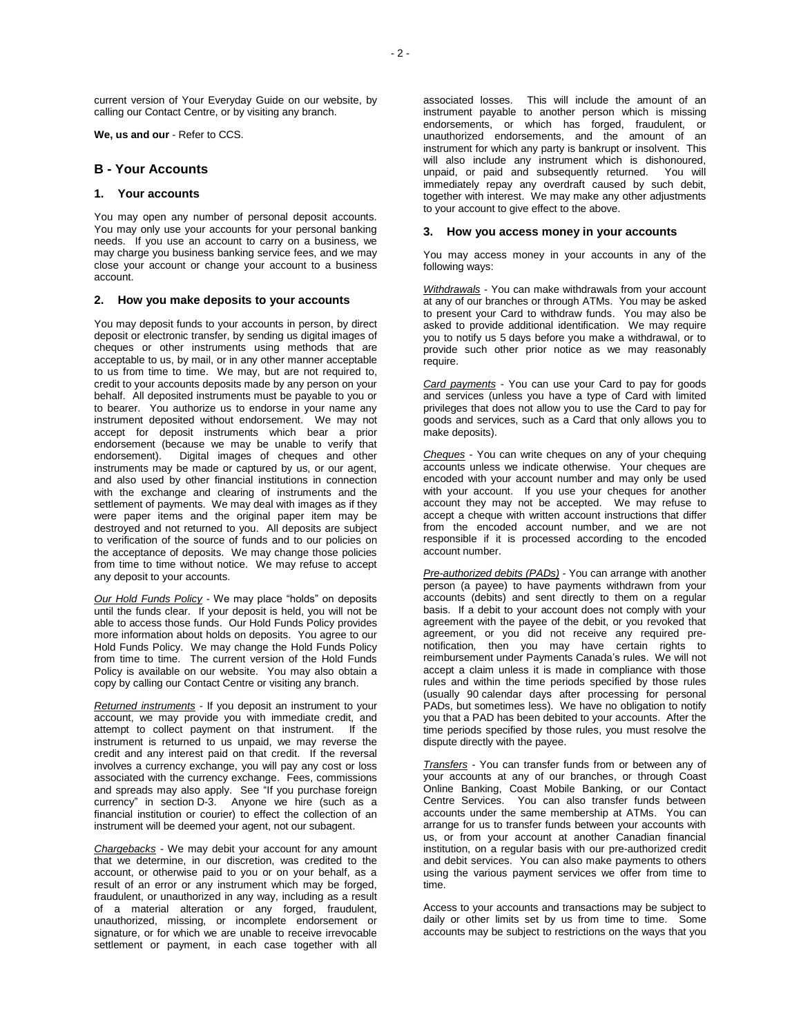current version of Your Everyday Guide on our website, by calling our Contact Centre, or by visiting any branch.

**We, us and our** - Refer to CCS.

## B - Your Accounts

### 1. Your accounts

You may open any number of personal deposit accounts. You may only use your accounts for your personal banking needs. If you use an account to carry on a business, we may charge you business banking service fees, and we may close your account or change your account to a business account.

### 2. How you make deposits to your accounts

You may deposit funds to your accounts in person, by direct deposit or electronic transfer, by sending us digital images of cheques or other instruments using methods that are acceptable to us, by mail, or in any other manner acceptable to us from time to time. We may, but are not required to, credit to your accounts deposits made by any person on your behalf. All deposited instruments must be payable to you or to bearer. You authorize us to endorse in your name any instrument deposited without endorsement. We may not accept for deposit instruments which bear a prior endorsement (because we may be unable to verify that endorsement). Digital images of cheques and other instruments may be made or captured by us, or our agent, and also used by other financial institutions in connection with the exchange and clearing of instruments and the settlement of payments. We may deal with images as if they were paper items and the original paper item may be destroyed and not returned to you. All deposits are subject to verification of the source of funds and to our policies on the acceptance of deposits. We may change those policies from time to time without notice. We may refuse to accept any deposit to your accounts.

*Our Hold Funds Policy* - We may place "holds" on deposits until the funds clear. If your deposit is held, you will not be able to access those funds. Our Hold Funds Policy provides more information about holds on deposits. You agree to our Hold Funds Policy. We may change the Hold Funds Policy from time to time. The current version of the Hold Funds Policy is available on our website. You may also obtain a copy by calling our Contact Centre or visiting any branch.

*Returned instruments* - If you deposit an instrument to your account, we may provide you with immediate credit, and attempt to collect payment on that instrument. If the instrument is returned to us unpaid, we may reverse the credit and any interest paid on that credit. If the reversal involves a currency exchange, you will pay any cost or loss associated with the currency exchange. Fees, commissions and spreads may also apply. See "If you purchase foreign currency" in section D-3. Anyone we hire (such as a financial institution or courier) to effect the collection of an instrument will be deemed your agent, not our subagent.

*Chargebacks* - We may debit your account for any amount that we determine, in our discretion, was credited to the account, or otherwise paid to you or on your behalf, as a result of an error or any instrument which may be forged, fraudulent, or unauthorized in any way, including as a result of a material alteration or any forged, fraudulent, unauthorized, missing, or incomplete endorsement or signature, or for which we are unable to receive irrevocable settlement or payment, in each case together with all associated losses. This will include the amount of an instrument payable to another person which is missing endorsements, or which has forged, fraudulent, or unauthorized endorsements, and the amount of an instrument for which any party is bankrupt or insolvent. This will also include any instrument which is dishonoured, unpaid, or paid and subsequently returned. You will immediately repay any overdraft caused by such debit, together with interest. We may make any other adjustments to your account to give effect to the above.

### 3. How you access money in your accounts

You may access money in your accounts in any of the following ways:

*Withdrawals* - You can make withdrawals from your account at any of our branches or through ATMs. You may be asked to present your Card to withdraw funds. You may also be asked to provide additional identification. We may require you to notify us 5 days before you make a withdrawal, or to provide such other prior notice as we may reasonably require.

*Card payments* - You can use your Card to pay for goods and services (unless you have a type of Card with limited privileges that does not allow you to use the Card to pay for goods and services, such as a Card that only allows you to make deposits).

*Cheques* - You can write cheques on any of your chequing accounts unless we indicate otherwise. Your cheques are encoded with your account number and may only be used with your account. If you use your cheques for another account they may not be accepted. We may refuse to accept a cheque with written account instructions that differ from the encoded account number, and we are not responsible if it is processed according to the encoded account number.

*Pre-authorized debits (PADs)* - You can arrange with another person (a payee) to have payments withdrawn from your accounts (debits) and sent directly to them on a regular basis. If a debit to your account does not comply with your agreement with the payee of the debit, or you revoked that agreement, or you did not receive any required pre-notification, then you may have certain rights to reimbursement under Payments Canada's rules. We will not accept a claim unless it is made in compliance with those rules and within the time periods specified by those rules (usually 90 calendar days after processing for personal PADs, but sometimes less). We have no obligation to notify you that a PAD has been debited to your accounts. After the time periods specified by those rules, you must resolve the dispute directly with the payee.

*Transfers* - You can transfer funds from or between any of your accounts at any of our branches, or through Coast Online Banking, Coast Mobile Banking, or our Contact Centre Services. You can also transfer funds between accounts under the same membership at ATMs. You can arrange for us to transfer funds between your accounts with us, or from your account at another Canadian financial institution, on a regular basis with our pre-authorized credit and debit services. You can also make payments to others using the various payment services we offer from time to time.

Access to your accounts and transactions may be subject to daily or other limits set by us from time to time. Some accounts may be subject to restrictions on the ways that you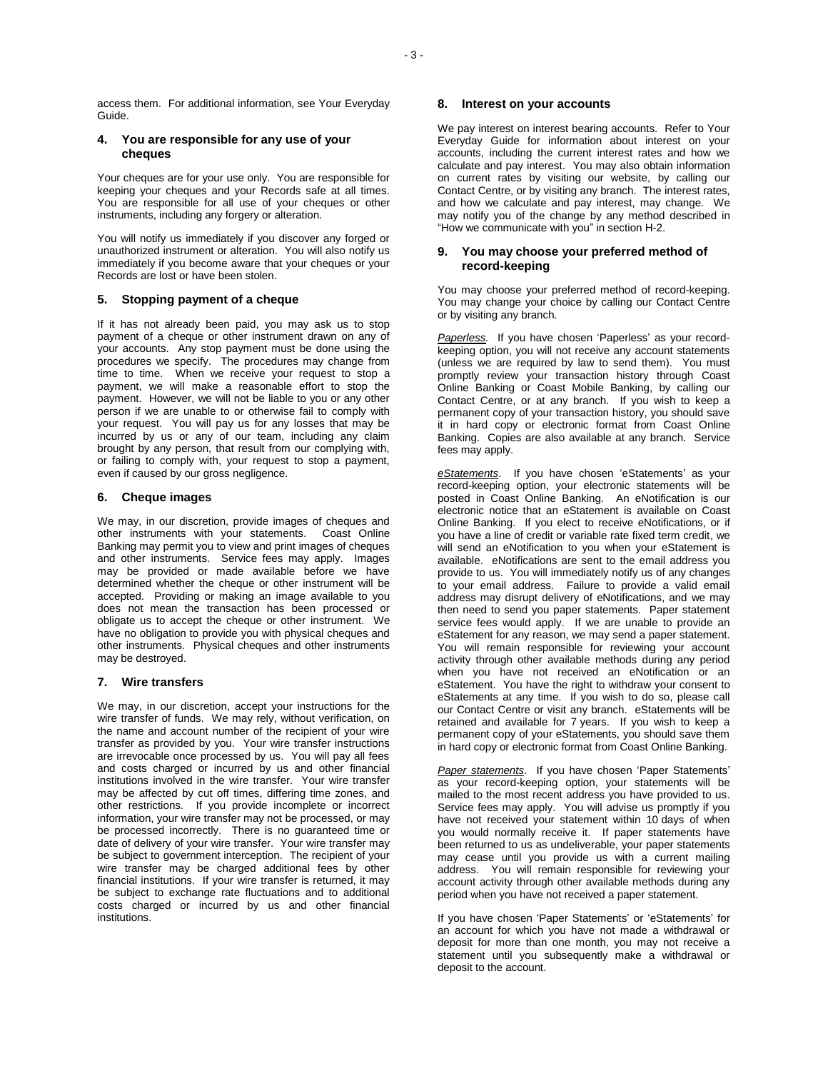access them. For additional information, see Your Everyday Guide.

## 4. You are responsible for any use of your cheques

Your cheques are for your use only. You are responsible for keeping your cheques and your Records safe at all times. You are responsible for all use of your cheques or other instruments, including any forgery or alteration.

You will notify us immediately if you discover any forged or unauthorized instrument or alteration. You will also notify us immediately if you become aware that your cheques or your Records are lost or have been stolen.

## 5. Stopping payment of a cheque

If it has not already been paid, you may ask us to stop payment of a cheque or other instrument drawn on any of your accounts. Any stop payment must be done using the procedures we specify. The procedures may change from time to time. When we receive your request to stop a payment, we will make a reasonable effort to stop the payment. However, we will not be liable to you or any other person if we are unable to or otherwise fail to comply with your request. You will pay us for any losses that may be incurred by us or any of our team, including any claim brought by any person, that result from our complying with, or failing to comply with, your request to stop a payment, even if caused by our gross negligence.

## 6. Cheque images

We may, in our discretion, provide images of cheques and other instruments with your statements. Coast Online Banking may permit you to view and print images of cheques and other instruments. Service fees may apply. Images may be provided or made available before we have determined whether the cheque or other instrument will be accepted. Providing or making an image available to you does not mean the transaction has been processed or obligate us to accept the cheque or other instrument. We have no obligation to provide you with physical cheques and other instruments. Physical cheques and other instruments may be destroyed.

## 7. Wire transfers

We may, in our discretion, accept your instructions for the wire transfer of funds. We may rely, without verification, on the name and account number of the recipient of your wire transfer as provided by you. Your wire transfer instructions are irrevocable once processed by us. You will pay all fees and costs charged or incurred by us and other financial institutions involved in the wire transfer. Your wire transfer may be affected by cut off times, differing time zones, and other restrictions. If you provide incomplete or incorrect information, your wire transfer may not be processed, or may be processed incorrectly. There is no guaranteed time or date of delivery of your wire transfer. Your wire transfer may be subject to government interception. The recipient of your wire transfer may be charged additional fees by other financial institutions. If your wire transfer is returned, it may be subject to exchange rate fluctuations and to additional costs charged or incurred by us and other financial institutions.

## 8. Interest on your accounts

We pay interest on interest bearing accounts. Refer to Your Everyday Guide for information about interest on your accounts, including the current interest rates and how we calculate and pay interest. You may also obtain information on current rates by visiting our website, by calling our Contact Centre, or by visiting any branch. The interest rates, and how we calculate and pay interest, may change. We may notify you of the change by any method described in "How we communicate with you" in section H-2.

## 9. You may choose your preferred method of record-keeping

You may choose your preferred method of record-keeping. You may change your choice by calling our Contact Centre or by visiting any branch.

*Paperless*. If you have chosen 'Paperless' as your record-keeping option, you will not receive any account statements (unless we are required by law to send them). You must promptly review your transaction history through Coast Online Banking or Coast Mobile Banking, by calling our Contact Centre, or at any branch. If you wish to keep a permanent copy of your transaction history, you should save it in hard copy or electronic format from Coast Online Banking. Copies are also available at any branch. Service fees may apply.

*eStatements*. If you have chosen 'eStatements' as your record-keeping option, your electronic statements will be posted in Coast Online Banking. An eNotification is our electronic notice that an eStatement is available on Coast Online Banking. If you elect to receive eNotifications, or if you have a line of credit or variable rate fixed term credit, we will send an eNotification to you when your eStatement is available. eNotifications are sent to the email address you provide to us. You will immediately notify us of any changes to your email address. Failure to provide a valid email address may disrupt delivery of eNotifications, and we may then need to send you paper statements. Paper statement service fees would apply. If we are unable to provide an eStatement for any reason, we may send a paper statement. You will remain responsible for reviewing your account activity through other available methods during any period when you have not received an eNotification or an eStatement. You have the right to withdraw your consent to eStatements at any time. If you wish to do so, please call our Contact Centre or visit any branch. eStatements will be retained and available for 7 years. If you wish to keep a permanent copy of your eStatements, you should save them in hard copy or electronic format from Coast Online Banking.

*Paper statements*. If you have chosen 'Paper Statements' as your record-keeping option, your statements will be mailed to the most recent address you have provided to us. Service fees may apply. You will advise us promptly if you have not received your statement within 10 days of when you would normally receive it. If paper statements have been returned to us as undeliverable, your paper statements may cease until you provide us with a current mailing address. You will remain responsible for reviewing your account activity through other available methods during any period when you have not received a paper statement.

If you have chosen 'Paper Statements' or 'eStatements' for an account for which you have not made a withdrawal or deposit for more than one month, you may not receive a statement until you subsequently make a withdrawal or deposit to the account.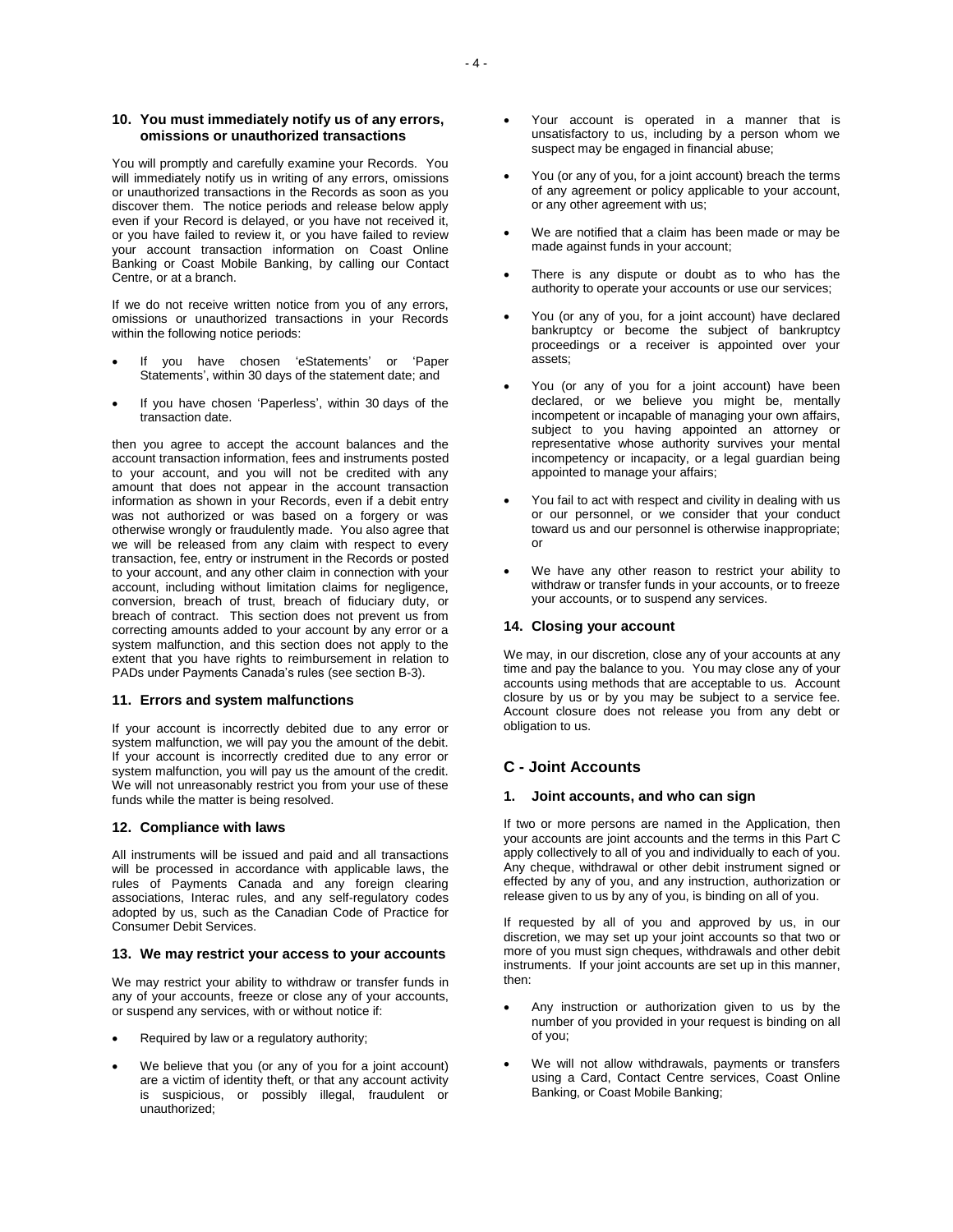### 10. You must immediately notify us of any errors, omissions or unauthorized transactions

You will promptly and carefully examine your Records. You will immediately notify us in writing of any errors, omissions or unauthorized transactions in the Records as soon as you discover them. The notice periods and release below apply even if your Record is delayed, or you have not received it, or you have failed to review it, or you have failed to review your account transaction information on Coast Online Banking or Coast Mobile Banking, by calling our Contact Centre, or at a branch.

If we do not receive written notice from you of any errors, omissions or unauthorized transactions in your Records within the following notice periods:

- If you have chosen 'eStatements' or 'Paper Statements', within 30 days of the statement date; and
- If you have chosen 'Paperless', within 30 days of the transaction date.

then you agree to accept the account balances and the account transaction information, fees and instruments posted to your account, and you will not be credited with any amount that does not appear in the account transaction information as shown in your Records, even if a debit entry was not authorized or was based on a forgery or was otherwise wrongly or fraudulently made. You also agree that we will be released from any claim with respect to every transaction, fee, entry or instrument in the Records or posted to your account, and any other claim in connection with your account, including without limitation claims for negligence, conversion, breach of trust, breach of fiduciary duty, or breach of contract. This section does not prevent us from correcting amounts added to your account by any error or a system malfunction, and this section does not apply to the extent that you have rights to reimbursement in relation to PADs under Payments Canada's rules (see section B-3).

### 11. Errors and system malfunctions

If your account is incorrectly debited due to any error or system malfunction, we will pay you the amount of the debit. If your account is incorrectly credited due to any error or system malfunction, you will pay us the amount of the credit. We will not unreasonably restrict you from your use of these funds while the matter is being resolved.

### 12. Compliance with laws

All instruments will be issued and paid and all transactions will be processed in accordance with applicable laws, the rules of Payments Canada and any foreign clearing associations, Interac rules, and any self-regulatory codes adopted by us, such as the Canadian Code of Practice for Consumer Debit Services.

### 13. We may restrict your access to your accounts

We may restrict your ability to withdraw or transfer funds in any of your accounts, freeze or close any of your accounts, or suspend any services, with or without notice if:

- Required by law or a regulatory authority;
- We believe that you (or any of you for a joint account) are a victim of identity theft, or that any account activity is suspicious, or possibly illegal, fraudulent or unauthorized;
- Your account is operated in a manner that is unsatisfactory to us, including by a person whom we suspect may be engaged in financial abuse;
- You (or any of you, for a joint account) breach the terms of any agreement or policy applicable to your account, or any other agreement with us;
- We are notified that a claim has been made or may be made against funds in your account;
- There is any dispute or doubt as to who has the authority to operate your accounts or use our services;
- You (or any of you, for a joint account) have declared bankruptcy or become the subject of bankruptcy proceedings or a receiver is appointed over your assets;
- You (or any of you for a joint account) have been declared, or we believe you might be, mentally incompetent or incapable of managing your own affairs, subject to you having appointed an attorney or representative whose authority survives your mental incompetency or incapacity, or a legal guardian being appointed to manage your affairs;
- You fail to act with respect and civility in dealing with us or our personnel, or we consider that your conduct toward us and our personnel is otherwise inappropriate; or
- We have any other reason to restrict your ability to withdraw or transfer funds in your accounts, or to freeze your accounts, or to suspend any services.

### 14. Closing your account

We may, in our discretion, close any of your accounts at any time and pay the balance to you. You may close any of your accounts using methods that are acceptable to us. Account closure by us or by you may be subject to a service fee. Account closure does not release you from any debt or obligation to us.

## C - Joint Accounts

### 1. Joint accounts, and who can sign

If two or more persons are named in the Application, then your accounts are joint accounts and the terms in this Part C apply collectively to all of you and individually to each of you. Any cheque, withdrawal or other debit instrument signed or effected by any of you, and any instruction, authorization or release given to us by any of you, is binding on all of you.

If requested by all of you and approved by us, in our discretion, we may set up your joint accounts so that two or more of you must sign cheques, withdrawals and other debit instruments. If your joint accounts are set up in this manner, then:

- Any instruction or authorization given to us by the number of you provided in your request is binding on all of you;
- We will not allow withdrawals, payments or transfers using a Card, Contact Centre services, Coast Online Banking, or Coast Mobile Banking;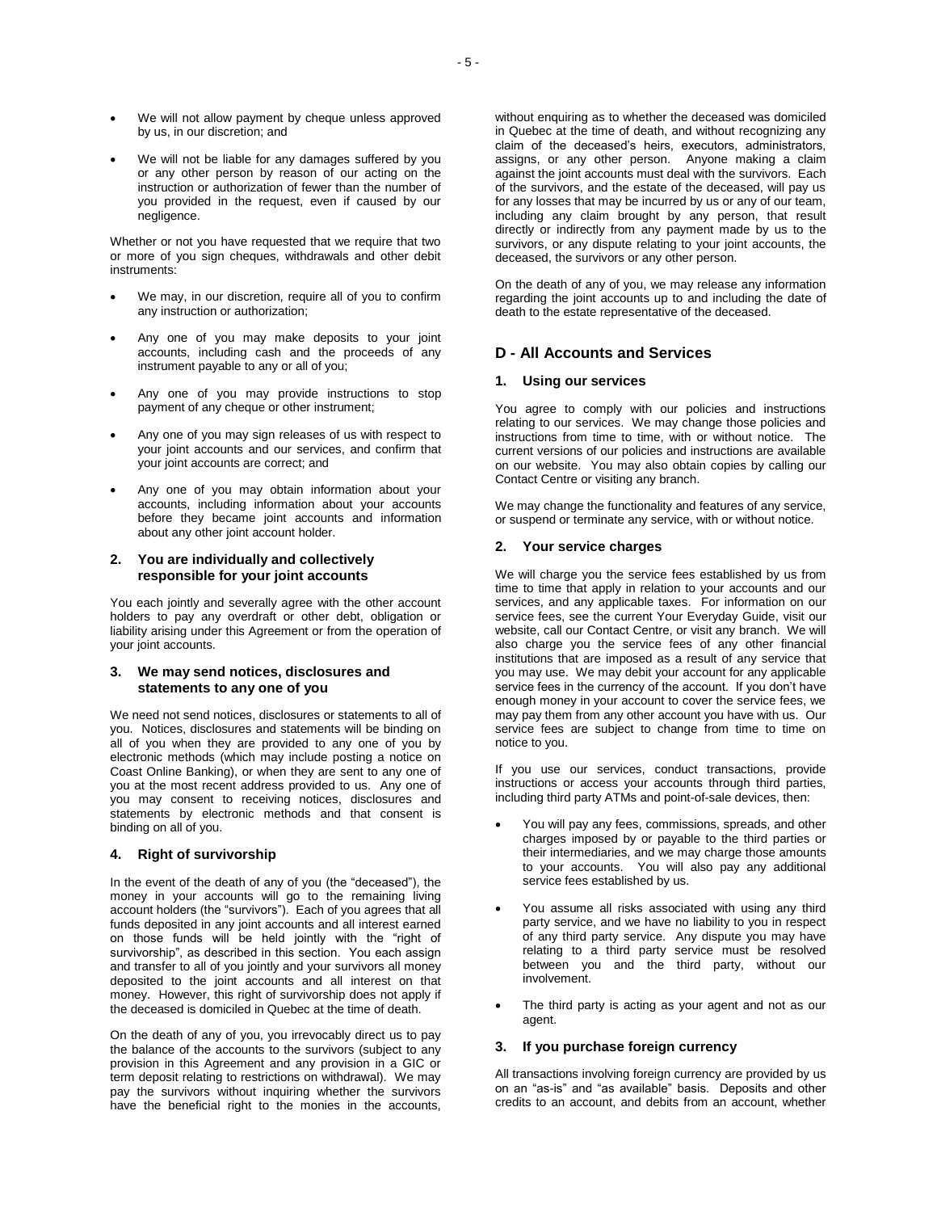- We will not allow payment by cheque unless approved by us, in our discretion; and
- We will not be liable for any damages suffered by you or any other person by reason of our acting on the instruction or authorization of fewer than the number of you provided in the request, even if caused by our negligence.

Whether or not you have requested that we require that two or more of you sign cheques, withdrawals and other debit instruments:

- We may, in our discretion, require all of you to confirm any instruction or authorization;
- Any one of you may make deposits to your joint accounts, including cash and the proceeds of any instrument payable to any or all of you;
- Any one of you may provide instructions to stop payment of any cheque or other instrument;
- Any one of you may sign releases of us with respect to your joint accounts and our services, and confirm that your joint accounts are correct; and
- Any one of you may obtain information about your accounts, including information about your accounts before they became joint accounts and information about any other joint account holder.

### 2. You are individually and collectively responsible for your joint accounts

You each jointly and severally agree with the other account holders to pay any overdraft or other debt, obligation or liability arising under this Agreement or from the operation of your joint accounts.

### 3. We may send notices, disclosures and statements to any one of you

We need not send notices, disclosures or statements to all of you. Notices, disclosures and statements will be binding on all of you when they are provided to any one of you by electronic methods (which may include posting a notice on Coast Online Banking), or when they are sent to any one of you at the most recent address provided to us. Any one of you may consent to receiving notices, disclosures and statements by electronic methods and that consent is binding on all of you.

### 4. Right of survivorship

In the event of the death of any of you (the "deceased"), the money in your accounts will go to the remaining living account holders (the "survivors"). Each of you agrees that all funds deposited in any joint accounts and all interest earned on those funds will be held jointly with the "right of survivorship", as described in this section. You each assign and transfer to all of you jointly and your survivors all money deposited to the joint accounts and all interest on that money. However, this right of survivorship does not apply if the deceased is domiciled in Quebec at the time of death.

On the death of any of you, you irrevocably direct us to pay the balance of the accounts to the survivors (subject to any provision in this Agreement and any provision in a GIC or term deposit relating to restrictions on withdrawal). We may pay the survivors without inquiring whether the survivors have the beneficial right to the monies in the accounts, without enquiring as to whether the deceased was domiciled in Quebec at the time of death, and without recognizing any claim of the deceased's heirs, executors, administrators, assigns, or any other person. Anyone making a claim against the joint accounts must deal with the survivors. Each of the survivors, and the estate of the deceased, will pay us for any losses that may be incurred by us or any of our team, including any claim brought by any person, that result directly or indirectly from any payment made by us to the survivors, or any dispute relating to your joint accounts, the deceased, the survivors or any other person.

On the death of any of you, we may release any information regarding the joint accounts up to and including the date of death to the estate representative of the deceased.

## D - All Accounts and Services

### 1. Using our services

You agree to comply with our policies and instructions relating to our services. We may change those policies and instructions from time to time, with or without notice. The current versions of our policies and instructions are available on our website. You may also obtain copies by calling our Contact Centre or visiting any branch.

We may change the functionality and features of any service, or suspend or terminate any service, with or without notice.

### 2. Your service charges

We will charge you the service fees established by us from time to time that apply in relation to your accounts and our services, and any applicable taxes. For information on our service fees, see the current Your Everyday Guide, visit our website, call our Contact Centre, or visit any branch. We will also charge you the service fees of any other financial institutions that are imposed as a result of any service that you may use. We may debit your account for any applicable service fees in the currency of the account. If you don't have enough money in your account to cover the service fees, we may pay them from any other account you have with us. Our service fees are subject to change from time to time on notice to you.

If you use our services, conduct transactions, provide instructions or access your accounts through third parties, including third party ATMs and point-of-sale devices, then:

- You will pay any fees, commissions, spreads, and other charges imposed by or payable to the third parties or their intermediaries, and we may charge those amounts to your accounts. You will also pay any additional service fees established by us.
- You assume all risks associated with using any third party service, and we have no liability to you in respect of any third party service. Any dispute you may have relating to a third party service must be resolved between you and the third party, without our involvement.
- The third party is acting as your agent and not as our agent.

### 3. If you purchase foreign currency

All transactions involving foreign currency are provided by us on an "as-is" and "as available" basis. Deposits and other credits to an account, and debits from an account, whether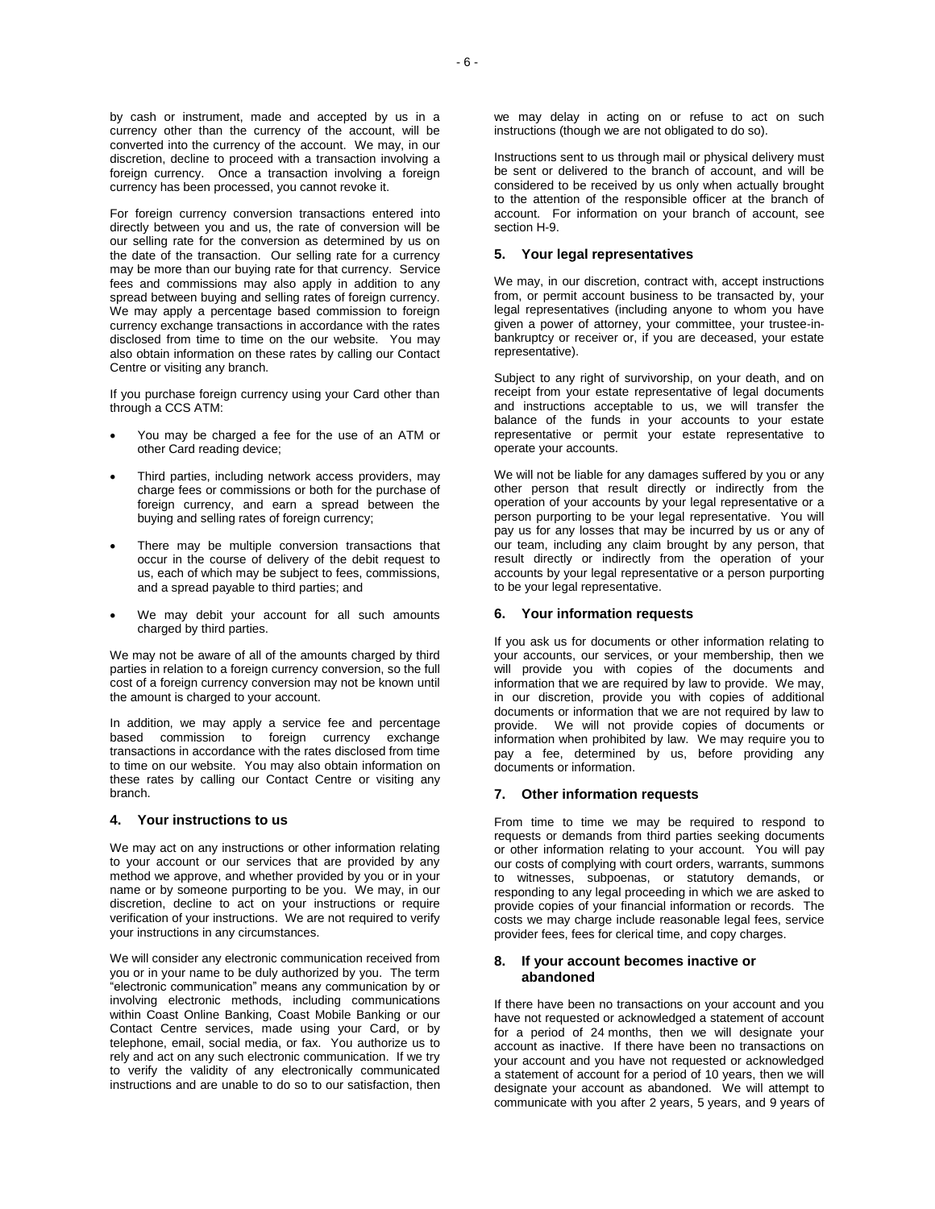by cash or instrument, made and accepted by us in a currency other than the currency of the account, will be converted into the currency of the account. We may, in our discretion, decline to proceed with a transaction involving a foreign currency. Once a transaction involving a foreign currency has been processed, you cannot revoke it.

For foreign currency conversion transactions entered into directly between you and us, the rate of conversion will be our selling rate for the conversion as determined by us on the date of the transaction. Our selling rate for a currency may be more than our buying rate for that currency. Service fees and commissions may also apply in addition to any spread between buying and selling rates of foreign currency. We may apply a percentage based commission to foreign currency exchange transactions in accordance with the rates disclosed from time to time on the our website. You may also obtain information on these rates by calling our Contact Centre or visiting any branch.

If you purchase foreign currency using your Card other than through a CCS ATM:

- You may be charged a fee for the use of an ATM or other Card reading device;
- Third parties, including network access providers, may charge fees or commissions or both for the purchase of foreign currency, and earn a spread between the buying and selling rates of foreign currency;
- There may be multiple conversion transactions that occur in the course of delivery of the debit request to us, each of which may be subject to fees, commissions, and a spread payable to third parties; and
- We may debit your account for all such amounts charged by third parties.

We may not be aware of all of the amounts charged by third parties in relation to a foreign currency conversion, so the full cost of a foreign currency conversion may not be known until the amount is charged to your account.

In addition, we may apply a service fee and percentage based commission to foreign currency exchange transactions in accordance with the rates disclosed from time to time on our website. You may also obtain information on these rates by calling our Contact Centre or visiting any branch.

### 4. Your instructions to us

We may act on any instructions or other information relating to your account or our services that are provided by any method we approve, and whether provided by you or in your name or by someone purporting to be you. We may, in our discretion, decline to act on your instructions or require verification of your instructions. We are not required to verify your instructions in any circumstances.

We will consider any electronic communication received from you or in your name to be duly authorized by you. The term "electronic communication" means any communication by or involving electronic methods, including communications within Coast Online Banking, Coast Mobile Banking or our Contact Centre services, made using your Card, or by telephone, email, social media, or fax. You authorize us to rely and act on any such electronic communication. If we try to verify the validity of any electronically communicated instructions and are unable to do so to our satisfaction, then we may delay in acting on or refuse to act on such instructions (though we are not obligated to do so).

Instructions sent to us through mail or physical delivery must be sent or delivered to the branch of account, and will be considered to be received by us only when actually brought to the attention of the responsible officer at the branch of account. For information on your branch of account, see section H-9.

### 5. Your legal representatives

We may, in our discretion, contract with, accept instructions from, or permit account business to be transacted by, your legal representatives (including anyone to whom you have given a power of attorney, your committee, your trustee-in-bankruptcy or receiver or, if you are deceased, your estate representative).

Subject to any right of survivorship, on your death, and on receipt from your estate representative of legal documents and instructions acceptable to us, we will transfer the balance of the funds in your accounts to your estate representative or permit your estate representative to operate your accounts.

We will not be liable for any damages suffered by you or any other person that result directly or indirectly from the operation of your accounts by your legal representative or a person purporting to be your legal representative. You will pay us for any losses that may be incurred by us or any of our team, including any claim brought by any person, that result directly or indirectly from the operation of your accounts by your legal representative or a person purporting to be your legal representative.

### 6. Your information requests

If you ask us for documents or other information relating to your accounts, our services, or your membership, then we will provide you with copies of the documents and information that we are required by law to provide. We may, in our discretion, provide you with copies of additional documents or information that we are not required by law to provide. We will not provide copies of documents or information when prohibited by law. We may require you to pay a fee, determined by us, before providing any documents or information.

### 7. Other information requests

From time to time we may be required to respond to requests or demands from third parties seeking documents or other information relating to your account. You will pay our costs of complying with court orders, warrants, summons to witnesses, subpoenas, or statutory demands, or responding to any legal proceeding in which we are asked to provide copies of your financial information or records. The costs we may charge include reasonable legal fees, service provider fees, fees for clerical time, and copy charges.

### 8. If your account becomes inactive or abandoned

If there have been no transactions on your account and you have not requested or acknowledged a statement of account for a period of 24 months, then we will designate your account as inactive. If there have been no transactions on your account and you have not requested or acknowledged a statement of account for a period of 10 years, then we will designate your account as abandoned. We will attempt to communicate with you after 2 years, 5 years, and 9 years of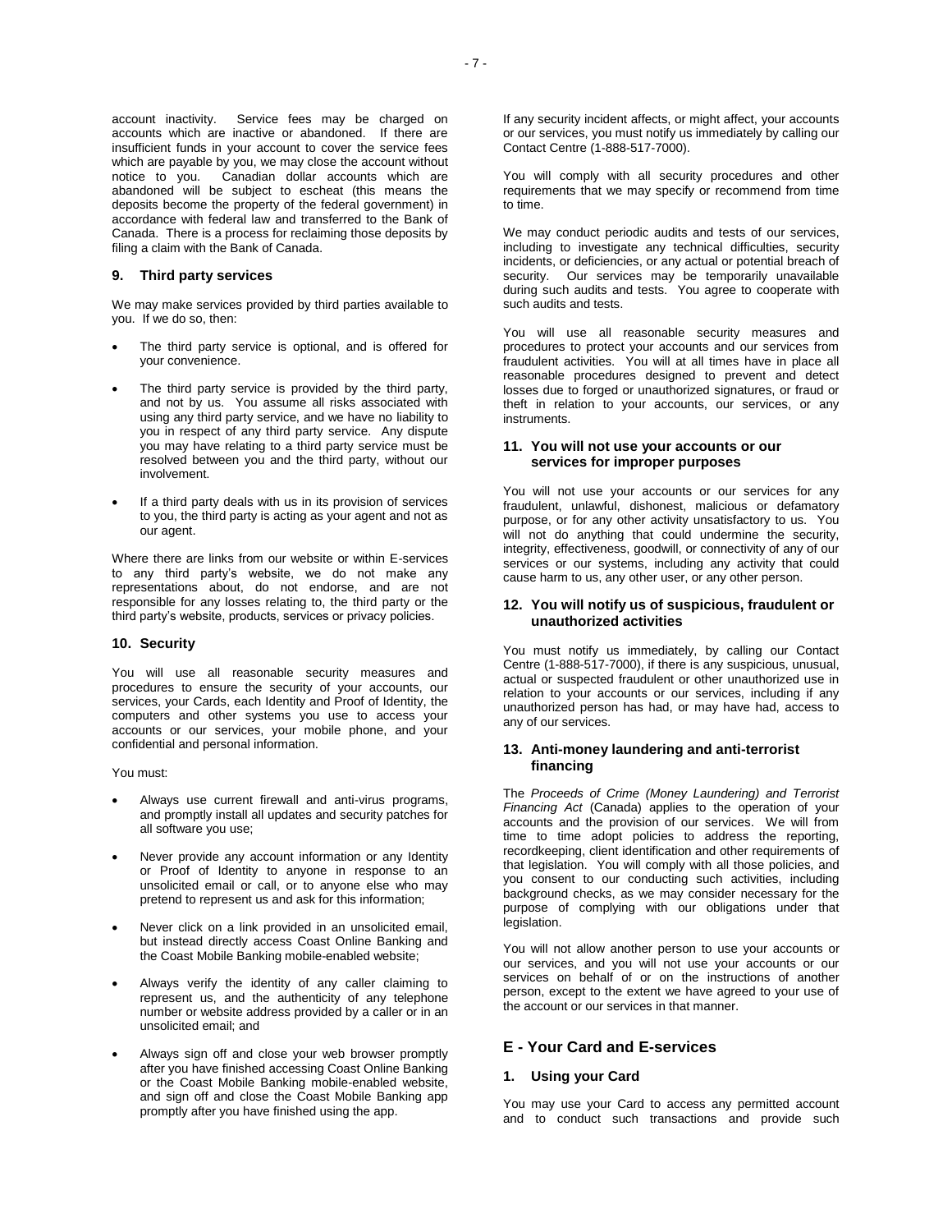account inactivity. Service fees may be charged on accounts which are inactive or abandoned. If there are insufficient funds in your account to cover the service fees which are payable by you, we may close the account without notice to you. Canadian dollar accounts which are abandoned will be subject to escheat (this means the deposits become the property of the federal government) in accordance with federal law and transferred to the Bank of Canada. There is a process for reclaiming those deposits by filing a claim with the Bank of Canada.

### 9. Third party services

We may make services provided by third parties available to you. If we do so, then:

- The third party service is optional, and is offered for your convenience.
- The third party service is provided by the third party, and not by us. You assume all risks associated with using any third party service, and we have no liability to you in respect of any third party service. Any dispute you may have relating to a third party service must be resolved between you and the third party, without our involvement.
- If a third party deals with us in its provision of services to you, the third party is acting as your agent and not as our agent.

Where there are links from our website or within E-services to any third party's website, we do not make any representations about, do not endorse, and are not responsible for any losses relating to, the third party or the third party's website, products, services or privacy policies.

### 10. Security

You will use all reasonable security measures and procedures to ensure the security of your accounts, our services, your Cards, each Identity and Proof of Identity, the computers and other systems you use to access your accounts or our services, your mobile phone, and your confidential and personal information.

You must:

- Always use current firewall and anti-virus programs, and promptly install all updates and security patches for all software you use;
- Never provide any account information or any Identity or Proof of Identity to anyone in response to an unsolicited email or call, or to anyone else who may pretend to represent us and ask for this information;
- Never click on a link provided in an unsolicited email, but instead directly access Coast Online Banking and the Coast Mobile Banking mobile-enabled website;
- Always verify the identity of any caller claiming to represent us, and the authenticity of any telephone number or website address provided by a caller or in an unsolicited email; and
- Always sign off and close your web browser promptly after you have finished accessing Coast Online Banking or the Coast Mobile Banking mobile-enabled website, and sign off and close the Coast Mobile Banking app promptly after you have finished using the app.

If any security incident affects, or might affect, your accounts or our services, you must notify us immediately by calling our Contact Centre (1-888-517-7000).

You will comply with all security procedures and other requirements that we may specify or recommend from time to time.

We may conduct periodic audits and tests of our services, including to investigate any technical difficulties, security incidents, or deficiencies, or any actual or potential breach of security. Our services may be temporarily unavailable during such audits and tests. You agree to cooperate with such audits and tests.

You will use all reasonable security measures and procedures to protect your accounts and our services from fraudulent activities. You will at all times have in place all reasonable procedures designed to prevent and detect losses due to forged or unauthorized signatures, or fraud or theft in relation to your accounts, our services, or any instruments.

### 11. You will not use your accounts or our services for improper purposes

You will not use your accounts or our services for any fraudulent, unlawful, dishonest, malicious or defamatory purpose, or for any other activity unsatisfactory to us. You will not do anything that could undermine the security, integrity, effectiveness, goodwill, or connectivity of any of our services or our systems, including any activity that could cause harm to us, any other user, or any other person.

### 12. You will notify us of suspicious, fraudulent or unauthorized activities

You must notify us immediately, by calling our Contact Centre (1-888-517-7000), if there is any suspicious, unusual, actual or suspected fraudulent or other unauthorized use in relation to your accounts or our services, including if any unauthorized person has had, or may have had, access to any of our services.

### 13. Anti-money laundering and anti-terrorist financing

The *Proceeds of Crime (Money Laundering) and Terrorist Financing Act* (Canada) applies to the operation of your accounts and the provision of our services. We will from time to time adopt policies to address the reporting, recordkeeping, client identification and other requirements of that legislation. You will comply with all those policies, and you consent to our conducting such activities, including background checks, as we may consider necessary for the purpose of complying with our obligations under that legislation.

You will not allow another person to use your accounts or our services, and you will not use your accounts or our services on behalf of or on the instructions of another person, except to the extent we have agreed to your use of the account or our services in that manner.

## E - Your Card and E-services

### 1. Using your Card

You may use your Card to access any permitted account and to conduct such transactions and provide such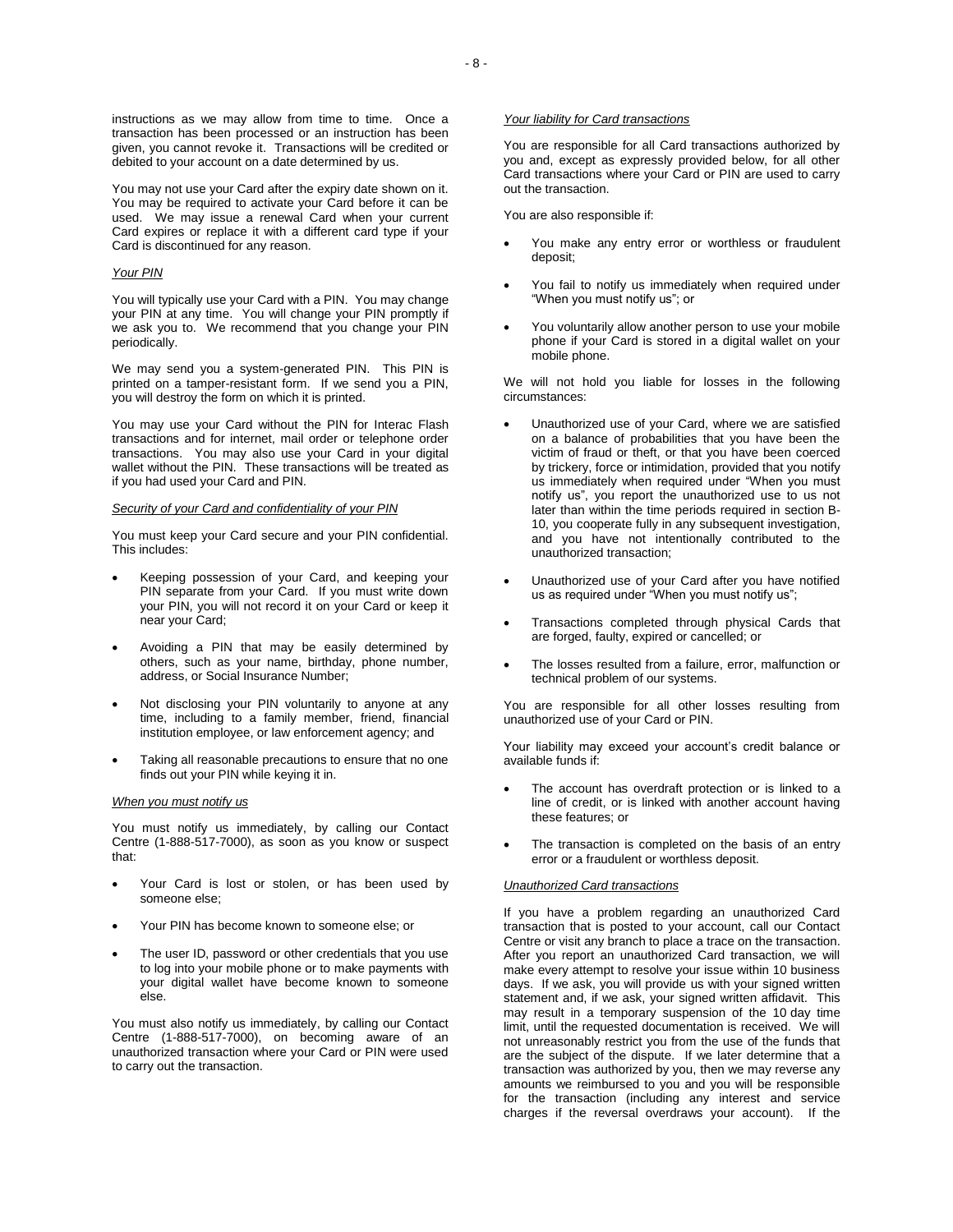instructions as we may allow from time to time. Once a transaction has been processed or an instruction has been given, you cannot revoke it. Transactions will be credited or debited to your account on a date determined by us.

You may not use your Card after the expiry date shown on it. You may be required to activate your Card before it can be used. We may issue a renewal Card when your current Card expires or replace it with a different card type if your Card is discontinued for any reason.

*Your PIN*

You will typically use your Card with a PIN. You may change your PIN at any time. You will change your PIN promptly if we ask you to. We recommend that you change your PIN periodically.

We may send you a system-generated PIN. This PIN is printed on a tamper-resistant form. If we send you a PIN, you will destroy the form on which it is printed.

You may use your Card without the PIN for Interac Flash transactions and for internet, mail order or telephone order transactions. You may also use your Card in your digital wallet without the PIN. These transactions will be treated as if you had used your Card and PIN.

*Security of your Card and confidentiality of your PIN*

You must keep your Card secure and your PIN confidential. This includes:

- Keeping possession of your Card, and keeping your PIN separate from your Card. If you must write down your PIN, you will not record it on your Card or keep it near your Card;
- Avoiding a PIN that may be easily determined by others, such as your name, birthday, phone number, address, or Social Insurance Number;
- Not disclosing your PIN voluntarily to anyone at any time, including to a family member, friend, financial institution employee, or law enforcement agency; and
- Taking all reasonable precautions to ensure that no one finds out your PIN while keying it in.

*When you must notify us*

You must notify us immediately, by calling our Contact Centre (1-888-517-7000), as soon as you know or suspect that:

- Your Card is lost or stolen, or has been used by someone else;
- Your PIN has become known to someone else; or
- The user ID, password or other credentials that you use to log into your mobile phone or to make payments with your digital wallet have become known to someone else.

You must also notify us immediately, by calling our Contact Centre (1-888-517-7000), on becoming aware of an unauthorized transaction where your Card or PIN were used to carry out the transaction.

*Your liability for Card transactions*

You are responsible for all Card transactions authorized by you and, except as expressly provided below, for all other Card transactions where your Card or PIN are used to carry out the transaction.

You are also responsible if:

- You make any entry error or worthless or fraudulent deposit;
- You fail to notify us immediately when required under "When you must notify us"; or
- You voluntarily allow another person to use your mobile phone if your Card is stored in a digital wallet on your mobile phone.

We will not hold you liable for losses in the following circumstances:

- Unauthorized use of your Card, where we are satisfied on a balance of probabilities that you have been the victim of fraud or theft, or that you have been coerced by trickery, force or intimidation, provided that you notify us immediately when required under "When you must notify us", you report the unauthorized use to us not later than within the time periods required in section B-10, you cooperate fully in any subsequent investigation, and you have not intentionally contributed to the unauthorized transaction;
- Unauthorized use of your Card after you have notified us as required under "When you must notify us";
- Transactions completed through physical Cards that are forged, faulty, expired or cancelled; or
- The losses resulted from a failure, error, malfunction or technical problem of our systems.

You are responsible for all other losses resulting from unauthorized use of your Card or PIN.

Your liability may exceed your account's credit balance or available funds if:

- The account has overdraft protection or is linked to a line of credit, or is linked with another account having these features; or
- The transaction is completed on the basis of an entry error or a fraudulent or worthless deposit.

*Unauthorized Card transactions*

If you have a problem regarding an unauthorized Card transaction that is posted to your account, call our Contact Centre or visit any branch to place a trace on the transaction. After you report an unauthorized Card transaction, we will make every attempt to resolve your issue within 10 business days. If we ask, you will provide us with your signed written statement and, if we ask, your signed written affidavit. This may result in a temporary suspension of the 10 day time limit, until the requested documentation is received. We will not unreasonably restrict you from the use of the funds that are the subject of the dispute. If we later determine that a transaction was authorized by you, then we may reverse any amounts we reimbursed to you and you will be responsible for the transaction (including any interest and service charges if the reversal overdraws your account). If the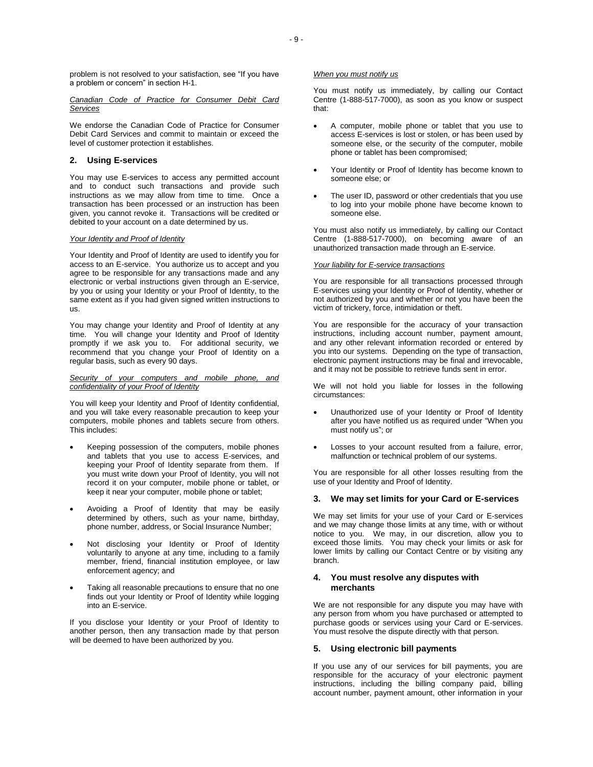problem is not resolved to your satisfaction, see "If you have a problem or concern" in section H-1.

*Canadian Code of Practice for Consumer Debit Card Services*

We endorse the Canadian Code of Practice for Consumer Debit Card Services and commit to maintain or exceed the level of customer protection it establishes.

## 2. Using E-services

You may use E-services to access any permitted account and to conduct such transactions and provide such instructions as we may allow from time to time. Once a transaction has been processed or an instruction has been given, you cannot revoke it. Transactions will be credited or debited to your account on a date determined by us.

*Your Identity and Proof of Identity*

Your Identity and Proof of Identity are used to identify you for access to an E-service. You authorize us to accept and you agree to be responsible for any transactions made and any electronic or verbal instructions given through an E-service, by you or using your Identity or your Proof of Identity, to the same extent as if you had given signed written instructions to us.

You may change your Identity and Proof of Identity at any time. You will change your Identity and Proof of Identity promptly if we ask you to. For additional security, we recommend that you change your Proof of Identity on a regular basis, such as every 90 days.

*Security of your computers and mobile phone, and confidentiality of your Proof of Identity*

You will keep your Identity and Proof of Identity confidential, and you will take every reasonable precaution to keep your computers, mobile phones and tablets secure from others. This includes:

- Keeping possession of the computers, mobile phones and tablets that you use to access E-services, and keeping your Proof of Identity separate from them. If you must write down your Proof of Identity, you will not record it on your computer, mobile phone or tablet, or keep it near your computer, mobile phone or tablet;
- Avoiding a Proof of Identity that may be easily determined by others, such as your name, birthday, phone number, address, or Social Insurance Number;
- Not disclosing your Identity or Proof of Identity voluntarily to anyone at any time, including to a family member, friend, financial institution employee, or law enforcement agency; and
- Taking all reasonable precautions to ensure that no one finds out your Identity or Proof of Identity while logging into an E-service.

If you disclose your Identity or your Proof of Identity to another person, then any transaction made by that person will be deemed to have been authorized by you.

*When you must notify us*

You must notify us immediately, by calling our Contact Centre (1-888-517-7000), as soon as you know or suspect that:

- A computer, mobile phone or tablet that you use to access E-services is lost or stolen, or has been used by someone else, or the security of the computer, mobile phone or tablet has been compromised;
- Your Identity or Proof of Identity has become known to someone else; or
- The user ID, password or other credentials that you use to log into your mobile phone have become known to someone else.

You must also notify us immediately, by calling our Contact Centre (1-888-517-7000), on becoming aware of an unauthorized transaction made through an E-service.

*Your liability for E-service transactions*

You are responsible for all transactions processed through E-services using your Identity or Proof of Identity, whether or not authorized by you and whether or not you have been the victim of trickery, force, intimidation or theft.

You are responsible for the accuracy of your transaction instructions, including account number, payment amount, and any other relevant information recorded or entered by you into our systems. Depending on the type of transaction, electronic payment instructions may be final and irrevocable, and it may not be possible to retrieve funds sent in error.

We will not hold you liable for losses in the following circumstances:

- Unauthorized use of your Identity or Proof of Identity after you have notified us as required under "When you must notify us"; or
- Losses to your account resulted from a failure, error, malfunction or technical problem of our systems.

You are responsible for all other losses resulting from the use of your Identity and Proof of Identity.

## 3. We may set limits for your Card or E-services

We may set limits for your use of your Card or E-services and we may change those limits at any time, with or without notice to you. We may, in our discretion, allow you to exceed those limits. You may check your limits or ask for lower limits by calling our Contact Centre or by visiting any branch.

## 4. You must resolve any disputes with merchants

We are not responsible for any dispute you may have with any person from whom you have purchased or attempted to purchase goods or services using your Card or E-services. You must resolve the dispute directly with that person.

## 5. Using electronic bill payments

If you use any of our services for bill payments, you are responsible for the accuracy of your electronic payment instructions, including the billing company paid, billing account number, payment amount, other information in your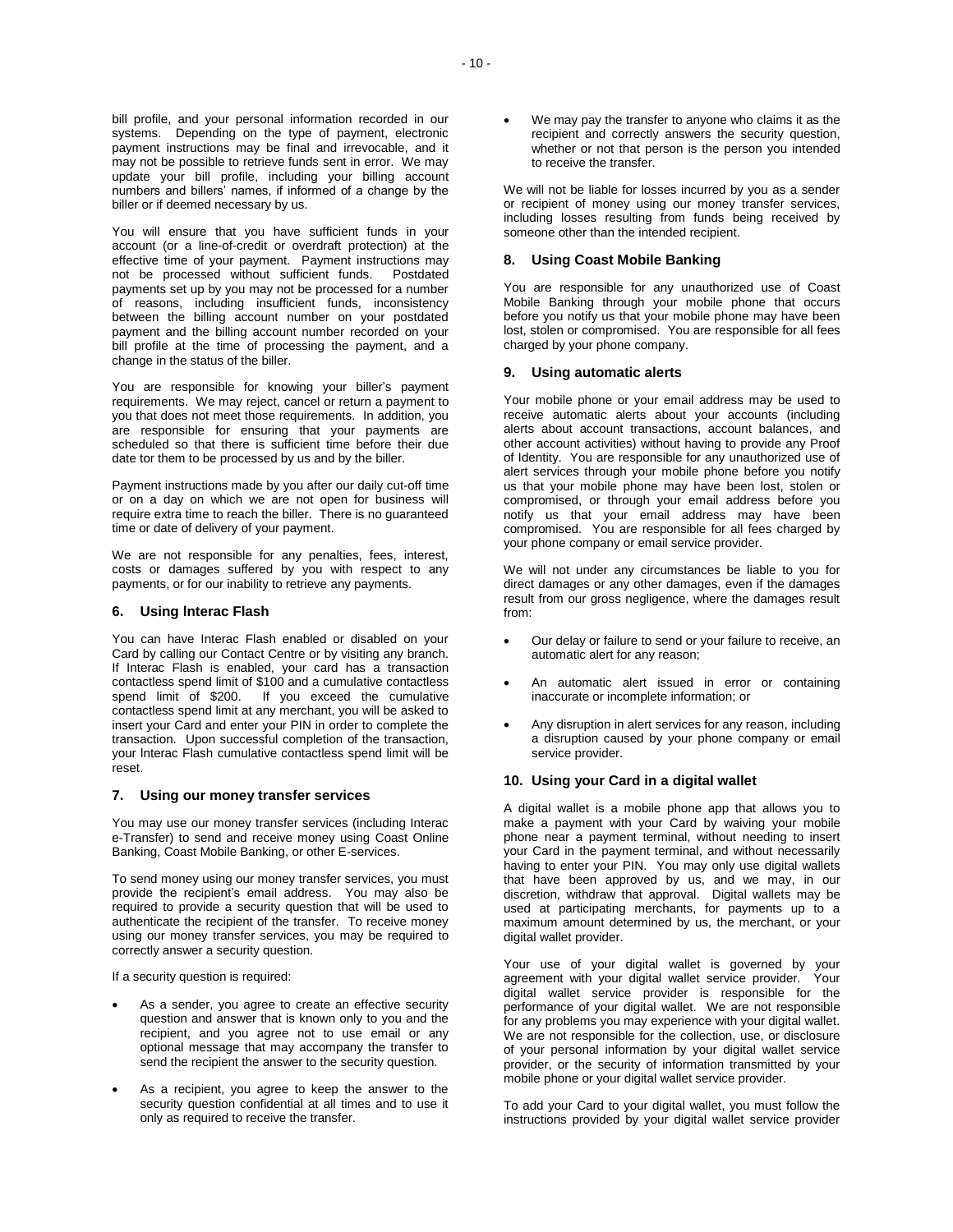bill profile, and your personal information recorded in our systems. Depending on the type of payment, electronic payment instructions may be final and irrevocable, and it may not be possible to retrieve funds sent in error. We may update your bill profile, including your billing account numbers and billers' names, if informed of a change by the biller or if deemed necessary by us.

You will ensure that you have sufficient funds in your account (or a line-of-credit or overdraft protection) at the effective time of your payment. Payment instructions may not be processed without sufficient funds. Postdated payments set up by you may not be processed for a number of reasons, including insufficient funds, inconsistency between the billing account number on your postdated payment and the billing account number recorded on your bill profile at the time of processing the payment, and a change in the status of the biller.

You are responsible for knowing your biller's payment requirements. We may reject, cancel or return a payment to you that does not meet those requirements. In addition, you are responsible for ensuring that your payments are scheduled so that there is sufficient time before their due date tor them to be processed by us and by the biller.

Payment instructions made by you after our daily cut-off time or on a day on which we are not open for business will require extra time to reach the biller. There is no guaranteed time or date of delivery of your payment.

We are not responsible for any penalties, fees, interest, costs or damages suffered by you with respect to any payments, or for our inability to retrieve any payments.

## 6. Using Interac Flash

You can have Interac Flash enabled or disabled on your Card by calling our Contact Centre or by visiting any branch. If Interac Flash is enabled, your card has a transaction contactless spend limit of $100 and a cumulative contactless spend limit of $200. If you exceed the cumulative contactless spend limit at any merchant, you will be asked to insert your Card and enter your PIN in order to complete the transaction. Upon successful completion of the transaction, your Interac Flash cumulative contactless spend limit will be reset.

## 7. Using our money transfer services

You may use our money transfer services (including Interac e-Transfer) to send and receive money using Coast Online Banking, Coast Mobile Banking, or other E-services.

To send money using our money transfer services, you must provide the recipient's email address. You may also be required to provide a security question that will be used to authenticate the recipient of the transfer. To receive money using our money transfer services, you may be required to correctly answer a security question.

If a security question is required:

- As a sender, you agree to create an effective security question and answer that is known only to you and the recipient, and you agree not to use email or any optional message that may accompany the transfer to send the recipient the answer to the security question.
- As a recipient, you agree to keep the answer to the security question confidential at all times and to use it only as required to receive the transfer.
- We may pay the transfer to anyone who claims it as the recipient and correctly answers the security question, whether or not that person is the person you intended to receive the transfer.

We will not be liable for losses incurred by you as a sender or recipient of money using our money transfer services, including losses resulting from funds being received by someone other than the intended recipient.

## 8. Using Coast Mobile Banking

You are responsible for any unauthorized use of Coast Mobile Banking through your mobile phone that occurs before you notify us that your mobile phone may have been lost, stolen or compromised. You are responsible for all fees charged by your phone company.

## 9. Using automatic alerts

Your mobile phone or your email address may be used to receive automatic alerts about your accounts (including alerts about account transactions, account balances, and other account activities) without having to provide any Proof of Identity. You are responsible for any unauthorized use of alert services through your mobile phone before you notify us that your mobile phone may have been lost, stolen or compromised, or through your email address before you notify us that your email address may have been compromised. You are responsible for all fees charged by your phone company or email service provider.

We will not under any circumstances be liable to you for direct damages or any other damages, even if the damages result from our gross negligence, where the damages result from:

- Our delay or failure to send or your failure to receive, an automatic alert for any reason;
- An automatic alert issued in error or containing inaccurate or incomplete information; or
- Any disruption in alert services for any reason, including a disruption caused by your phone company or email service provider.

## 10. Using your Card in a digital wallet

A digital wallet is a mobile phone app that allows you to make a payment with your Card by waiving your mobile phone near a payment terminal, without needing to insert your Card in the payment terminal, and without necessarily having to enter your PIN. You may only use digital wallets that have been approved by us, and we may, in our discretion, withdraw that approval. Digital wallets may be used at participating merchants, for payments up to a maximum amount determined by us, the merchant, or your digital wallet provider.

Your use of your digital wallet is governed by your agreement with your digital wallet service provider. Your digital wallet service provider is responsible for the performance of your digital wallet. We are not responsible for any problems you may experience with your digital wallet. We are not responsible for the collection, use, or disclosure of your personal information by your digital wallet service provider, or the security of information transmitted by your mobile phone or your digital wallet service provider.

To add your Card to your digital wallet, you must follow the instructions provided by your digital wallet service provider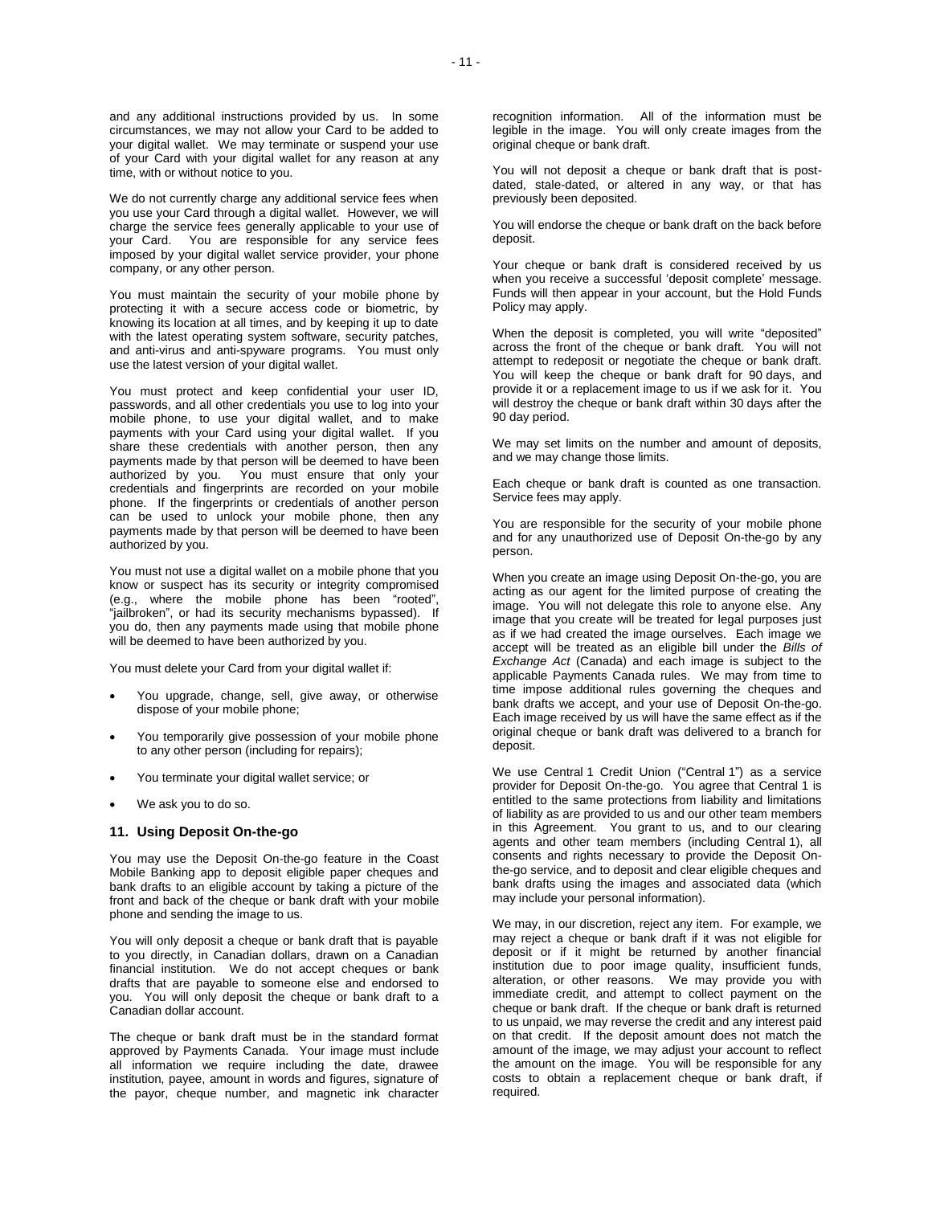and any additional instructions provided by us. In some circumstances, we may not allow your Card to be added to your digital wallet. We may terminate or suspend your use of your Card with your digital wallet for any reason at any time, with or without notice to you.

We do not currently charge any additional service fees when you use your Card through a digital wallet. However, we will charge the service fees generally applicable to your use of your Card. You are responsible for any service fees imposed by your digital wallet service provider, your phone company, or any other person.

You must maintain the security of your mobile phone by protecting it with a secure access code or biometric, by knowing its location at all times, and by keeping it up to date with the latest operating system software, security patches, and anti-virus and anti-spyware programs. You must only use the latest version of your digital wallet.

You must protect and keep confidential your user ID, passwords, and all other credentials you use to log into your mobile phone, to use your digital wallet, and to make payments with your Card using your digital wallet. If you share these credentials with another person, then any payments made by that person will be deemed to have been authorized by you. You must ensure that only your credentials and fingerprints are recorded on your mobile phone. If the fingerprints or credentials of another person can be used to unlock your mobile phone, then any payments made by that person will be deemed to have been authorized by you.

You must not use a digital wallet on a mobile phone that you know or suspect has its security or integrity compromised (e.g., where the mobile phone has been "rooted", "jailbroken", or had its security mechanisms bypassed). If you do, then any payments made using that mobile phone will be deemed to have been authorized by you.

You must delete your Card from your digital wallet if:

- You upgrade, change, sell, give away, or otherwise dispose of your mobile phone;
- You temporarily give possession of your mobile phone to any other person (including for repairs);
- You terminate your digital wallet service; or
- We ask you to do so.

## 11. Using Deposit On-the-go

You may use the Deposit On-the-go feature in the Coast Mobile Banking app to deposit eligible paper cheques and bank drafts to an eligible account by taking a picture of the front and back of the cheque or bank draft with your mobile phone and sending the image to us.

You will only deposit a cheque or bank draft that is payable to you directly, in Canadian dollars, drawn on a Canadian financial institution. We do not accept cheques or bank drafts that are payable to someone else and endorsed to you. You will only deposit the cheque or bank draft to a Canadian dollar account.

The cheque or bank draft must be in the standard format approved by Payments Canada. Your image must include all information we require including the date, drawee institution, payee, amount in words and figures, signature of the payor, cheque number, and magnetic ink character recognition information. All of the information must be legible in the image. You will only create images from the original cheque or bank draft.

You will not deposit a cheque or bank draft that is post-dated, stale-dated, or altered in any way, or that has previously been deposited.

You will endorse the cheque or bank draft on the back before deposit.

Your cheque or bank draft is considered received by us when you receive a successful 'deposit complete' message. Funds will then appear in your account, but the Hold Funds Policy may apply.

When the deposit is completed, you will write "deposited" across the front of the cheque or bank draft. You will not attempt to redeposit or negotiate the cheque or bank draft. You will keep the cheque or bank draft for 90 days, and provide it or a replacement image to us if we ask for it. You will destroy the cheque or bank draft within 30 days after the 90 day period.

We may set limits on the number and amount of deposits, and we may change those limits.

Each cheque or bank draft is counted as one transaction. Service fees may apply.

You are responsible for the security of your mobile phone and for any unauthorized use of Deposit On-the-go by any person.

When you create an image using Deposit On-the-go, you are acting as our agent for the limited purpose of creating the image. You will not delegate this role to anyone else. Any image that you create will be treated for legal purposes just as if we had created the image ourselves. Each image we accept will be treated as an eligible bill under the *Bills of Exchange Act* (Canada) and each image is subject to the applicable Payments Canada rules. We may from time to time impose additional rules governing the cheques and bank drafts we accept, and your use of Deposit On-the-go. Each image received by us will have the same effect as if the original cheque or bank draft was delivered to a branch for deposit.

We use Central 1 Credit Union ("Central 1") as a service provider for Deposit On-the-go. You agree that Central 1 is entitled to the same protections from liability and limitations of liability as are provided to us and our other team members in this Agreement. You grant to us, and to our clearing agents and other team members (including Central 1), all consents and rights necessary to provide the Deposit On-the-go service, and to deposit and clear eligible cheques and bank drafts using the images and associated data (which may include your personal information).

We may, in our discretion, reject any item. For example, we may reject a cheque or bank draft if it was not eligible for deposit or if it might be returned by another financial institution due to poor image quality, insufficient funds, alteration, or other reasons. We may provide you with immediate credit, and attempt to collect payment on the cheque or bank draft. If the cheque or bank draft is returned to us unpaid, we may reverse the credit and any interest paid on that credit. If the deposit amount does not match the amount of the image, we may adjust your account to reflect the amount on the image. You will be responsible for any costs to obtain a replacement cheque or bank draft, if required.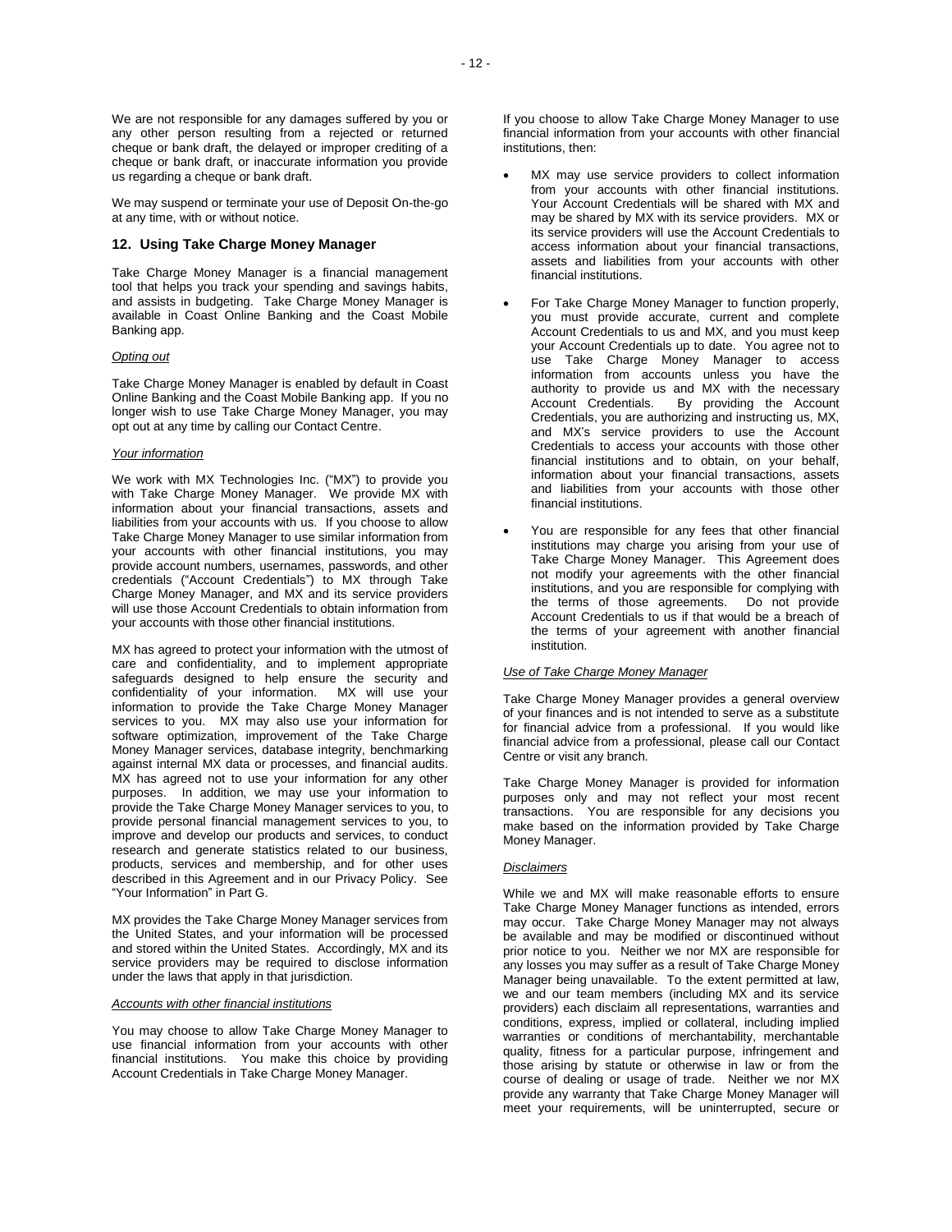We are not responsible for any damages suffered by you or any other person resulting from a rejected or returned cheque or bank draft, the delayed or improper crediting of a cheque or bank draft, or inaccurate information you provide us regarding a cheque or bank draft.

We may suspend or terminate your use of Deposit On-the-go at any time, with or without notice.

## 12. Using Take Charge Money Manager

Take Charge Money Manager is a financial management tool that helps you track your spending and savings habits, and assists in budgeting. Take Charge Money Manager is available in Coast Online Banking and the Coast Mobile Banking app.

*Opting out*

Take Charge Money Manager is enabled by default in Coast Online Banking and the Coast Mobile Banking app. If you no longer wish to use Take Charge Money Manager, you may opt out at any time by calling our Contact Centre.

*Your information*

We work with MX Technologies Inc. ("MX") to provide you with Take Charge Money Manager. We provide MX with information about your financial transactions, assets and liabilities from your accounts with us. If you choose to allow Take Charge Money Manager to use similar information from your accounts with other financial institutions, you may provide account numbers, usernames, passwords, and other credentials ("Account Credentials") to MX through Take Charge Money Manager, and MX and its service providers will use those Account Credentials to obtain information from your accounts with those other financial institutions.

MX has agreed to protect your information with the utmost of care and confidentiality, and to implement appropriate safeguards designed to help ensure the security and confidentiality of your information. MX will use your information to provide the Take Charge Money Manager services to you. MX may also use your information for software optimization, improvement of the Take Charge Money Manager services, database integrity, benchmarking against internal MX data or processes, and financial audits. MX has agreed not to use your information for any other purposes. In addition, we may use your information to provide the Take Charge Money Manager services to you, to provide personal financial management services to you, to improve and develop our products and services, to conduct research and generate statistics related to our business, products, services and membership, and for other uses described in this Agreement and in our Privacy Policy. See "Your Information" in Part G.

MX provides the Take Charge Money Manager services from the United States, and your information will be processed and stored within the United States. Accordingly, MX and its service providers may be required to disclose information under the laws that apply in that jurisdiction.

*Accounts with other financial institutions*

You may choose to allow Take Charge Money Manager to use financial information from your accounts with other financial institutions. You make this choice by providing Account Credentials in Take Charge Money Manager.

If you choose to allow Take Charge Money Manager to use financial information from your accounts with other financial institutions, then:

- MX may use service providers to collect information from your accounts with other financial institutions. Your Account Credentials will be shared with MX and may be shared by MX with its service providers. MX or its service providers will use the Account Credentials to access information about your financial transactions, assets and liabilities from your accounts with other financial institutions.
- For Take Charge Money Manager to function properly, you must provide accurate, current and complete Account Credentials to us and MX, and you must keep your Account Credentials up to date. You agree not to use Take Charge Money Manager to access information from accounts unless you have the authority to provide us and MX with the necessary Account Credentials. By providing the Account Credentials, you are authorizing and instructing us, MX, and MX's service providers to use the Account Credentials to access your accounts with those other financial institutions and to obtain, on your behalf, information about your financial transactions, assets and liabilities from your accounts with those other financial institutions.
- You are responsible for any fees that other financial institutions may charge you arising from your use of Take Charge Money Manager. This Agreement does not modify your agreements with the other financial institutions, and you are responsible for complying with the terms of those agreements. Do not provide Account Credentials to us if that would be a breach of the terms of your agreement with another financial institution.

*Use of Take Charge Money Manager*

Take Charge Money Manager provides a general overview of your finances and is not intended to serve as a substitute for financial advice from a professional. If you would like financial advice from a professional, please call our Contact Centre or visit any branch.

Take Charge Money Manager is provided for information purposes only and may not reflect your most recent transactions. You are responsible for any decisions you make based on the information provided by Take Charge Money Manager.

*Disclaimers*

While we and MX will make reasonable efforts to ensure Take Charge Money Manager functions as intended, errors may occur. Take Charge Money Manager may not always be available and may be modified or discontinued without prior notice to you. Neither we nor MX are responsible for any losses you may suffer as a result of Take Charge Money Manager being unavailable. To the extent permitted at law, we and our team members (including MX and its service providers) each disclaim all representations, warranties and conditions, express, implied or collateral, including implied warranties or conditions of merchantability, merchantable quality, fitness for a particular purpose, infringement and those arising by statute or otherwise in law or from the course of dealing or usage of trade. Neither we nor MX provide any warranty that Take Charge Money Manager will meet your requirements, will be uninterrupted, secure or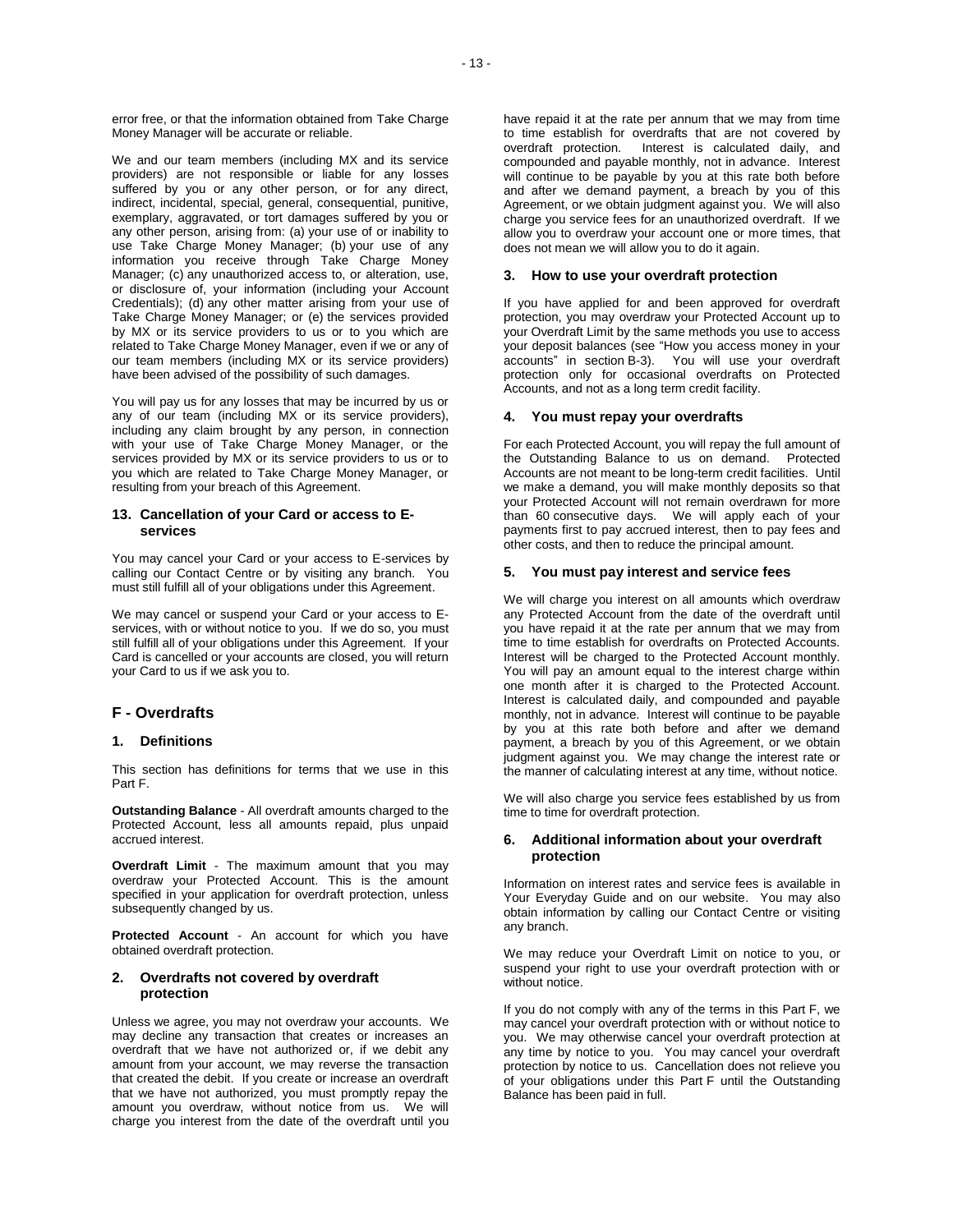error free, or that the information obtained from Take Charge Money Manager will be accurate or reliable.

We and our team members (including MX and its service providers) are not responsible or liable for any losses suffered by you or any other person, or for any direct, indirect, incidental, special, general, consequential, punitive, exemplary, aggravated, or tort damages suffered by you or any other person, arising from: (a) your use of or inability to use Take Charge Money Manager; (b) your use of any information you receive through Take Charge Money Manager; (c) any unauthorized access to, or alteration, use, or disclosure of, your information (including your Account Credentials); (d) any other matter arising from your use of Take Charge Money Manager; or (e) the services provided by MX or its service providers to us or to you which are related to Take Charge Money Manager, even if we or any of our team members (including MX or its service providers) have been advised of the possibility of such damages.

You will pay us for any losses that may be incurred by us or any of our team (including MX or its service providers), including any claim brought by any person, in connection with your use of Take Charge Money Manager, or the services provided by MX or its service providers to us or to you which are related to Take Charge Money Manager, or resulting from your breach of this Agreement.

### 13. Cancellation of your Card or access to E-services

You may cancel your Card or your access to E-services by calling our Contact Centre or by visiting any branch. You must still fulfill all of your obligations under this Agreement.

We may cancel or suspend your Card or your access to E-services, with or without notice to you. If we do so, you must still fulfill all of your obligations under this Agreement. If your Card is cancelled or your accounts are closed, you will return your Card to us if we ask you to.

## F - Overdrafts

### 1. Definitions

This section has definitions for terms that we use in this Part F.

**Outstanding Balance** - All overdraft amounts charged to the Protected Account, less all amounts repaid, plus unpaid accrued interest.

**Overdraft Limit** - The maximum amount that you may overdraw your Protected Account. This is the amount specified in your application for overdraft protection, unless subsequently changed by us.

**Protected Account** - An account for which you have obtained overdraft protection.

### 2. Overdrafts not covered by overdraft protection

Unless we agree, you may not overdraw your accounts. We may decline any transaction that creates or increases an overdraft that we have not authorized or, if we debit any amount from your account, we may reverse the transaction that created the debit. If you create or increase an overdraft that we have not authorized, you must promptly repay the amount you overdraw, without notice from us. We will charge you interest from the date of the overdraft until you have repaid it at the rate per annum that we may from time to time establish for overdrafts that are not covered by overdraft protection. Interest is calculated daily, and compounded and payable monthly, not in advance. Interest will continue to be payable by you at this rate both before and after we demand payment, a breach by you of this Agreement, or we obtain judgment against you. We will also charge you service fees for an unauthorized overdraft. If we allow you to overdraw your account one or more times, that does not mean we will allow you to do it again.

### 3. How to use your overdraft protection

If you have applied for and been approved for overdraft protection, you may overdraw your Protected Account up to your Overdraft Limit by the same methods you use to access your deposit balances (see "How you access money in your accounts" in section B-3). You will use your overdraft protection only for occasional overdrafts on Protected Accounts, and not as a long term credit facility.

### 4. You must repay your overdrafts

For each Protected Account, you will repay the full amount of the Outstanding Balance to us on demand. Protected Accounts are not meant to be long-term credit facilities. Until we make a demand, you will make monthly deposits so that your Protected Account will not remain overdrawn for more than 60 consecutive days. We will apply each of your payments first to pay accrued interest, then to pay fees and other costs, and then to reduce the principal amount.

### 5. You must pay interest and service fees

We will charge you interest on all amounts which overdraw any Protected Account from the date of the overdraft until you have repaid it at the rate per annum that we may from time to time establish for overdrafts on Protected Accounts. Interest will be charged to the Protected Account monthly. You will pay an amount equal to the interest charge within one month after it is charged to the Protected Account. Interest is calculated daily, and compounded and payable monthly, not in advance. Interest will continue to be payable by you at this rate both before and after we demand payment, a breach by you of this Agreement, or we obtain judgment against you. We may change the interest rate or the manner of calculating interest at any time, without notice.

We will also charge you service fees established by us from time to time for overdraft protection.

### 6. Additional information about your overdraft protection

Information on interest rates and service fees is available in Your Everyday Guide and on our website. You may also obtain information by calling our Contact Centre or visiting any branch.

We may reduce your Overdraft Limit on notice to you, or suspend your right to use your overdraft protection with or without notice.

If you do not comply with any of the terms in this Part F, we may cancel your overdraft protection with or without notice to you. We may otherwise cancel your overdraft protection at any time by notice to you. You may cancel your overdraft protection by notice to us. Cancellation does not relieve you of your obligations under this Part F until the Outstanding Balance has been paid in full.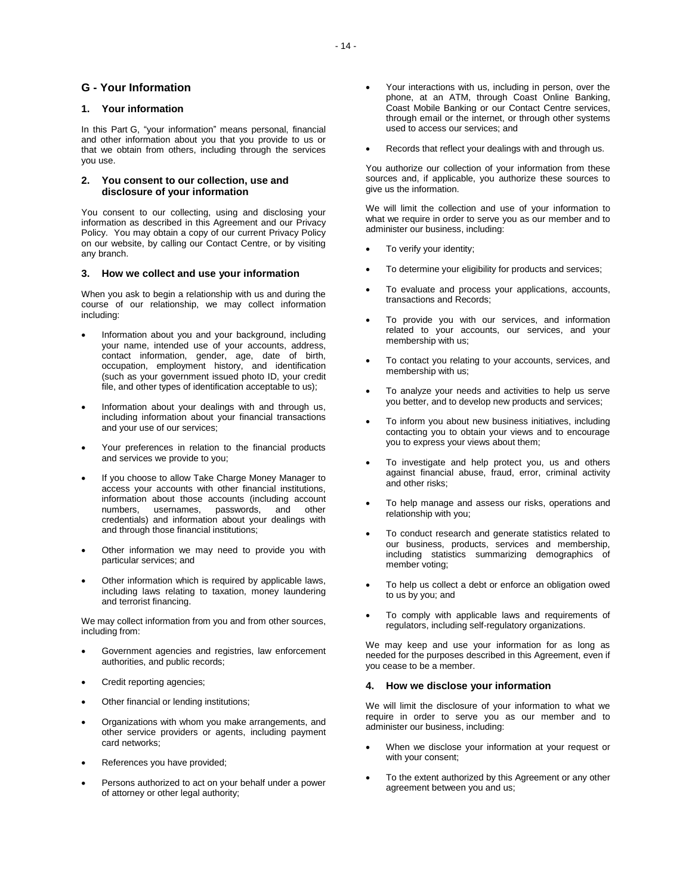## G - Your Information

### 1. Your information

In this Part G, "your information" means personal, financial and other information about you that you provide to us or that we obtain from others, including through the services you use.

### 2. You consent to our collection, use and disclosure of your information

You consent to our collecting, using and disclosing your information as described in this Agreement and our Privacy Policy. You may obtain a copy of our current Privacy Policy on our website, by calling our Contact Centre, or by visiting any branch.

### 3. How we collect and use your information

When you ask to begin a relationship with us and during the course of our relationship, we may collect information including:

- Information about you and your background, including your name, intended use of your accounts, address, contact information, gender, age, date of birth, occupation, employment history, and identification (such as your government issued photo ID, your credit file, and other types of identification acceptable to us);
- Information about your dealings with and through us, including information about your financial transactions and your use of our services;
- Your preferences in relation to the financial products and services we provide to you;
- If you choose to allow Take Charge Money Manager to access your accounts with other financial institutions, information about those accounts (including account numbers, usernames, passwords, and other credentials) and information about your dealings with and through those financial institutions;
- Other information we may need to provide you with particular services; and
- Other information which is required by applicable laws, including laws relating to taxation, money laundering and terrorist financing.

We may collect information from you and from other sources, including from:

- Government agencies and registries, law enforcement authorities, and public records;
- Credit reporting agencies;
- Other financial or lending institutions;
- Organizations with whom you make arrangements, and other service providers or agents, including payment card networks;
- References you have provided;
- Persons authorized to act on your behalf under a power of attorney or other legal authority;
- Your interactions with us, including in person, over the phone, at an ATM, through Coast Online Banking, Coast Mobile Banking or our Contact Centre services, through email or the internet, or through other systems used to access our services; and
- Records that reflect your dealings with and through us.

You authorize our collection of your information from these sources and, if applicable, you authorize these sources to give us the information.

We will limit the collection and use of your information to what we require in order to serve you as our member and to administer our business, including:

- To verify your identity;
- To determine your eligibility for products and services;
- To evaluate and process your applications, accounts, transactions and Records;
- To provide you with our services, and information related to your accounts, our services, and your membership with us;
- To contact you relating to your accounts, services, and membership with us;
- To analyze your needs and activities to help us serve you better, and to develop new products and services;
- To inform you about new business initiatives, including contacting you to obtain your views and to encourage you to express your views about them;
- To investigate and help protect you, us and others against financial abuse, fraud, error, criminal activity and other risks;
- To help manage and assess our risks, operations and relationship with you;
- To conduct research and generate statistics related to our business, products, services and membership, including statistics summarizing demographics of member voting;
- To help us collect a debt or enforce an obligation owed to us by you; and
- To comply with applicable laws and requirements of regulators, including self-regulatory organizations.

We may keep and use your information for as long as needed for the purposes described in this Agreement, even if you cease to be a member.

### 4. How we disclose your information

We will limit the disclosure of your information to what we require in order to serve you as our member and to administer our business, including:

- When we disclose your information at your request or with your consent;
- To the extent authorized by this Agreement or any other agreement between you and us;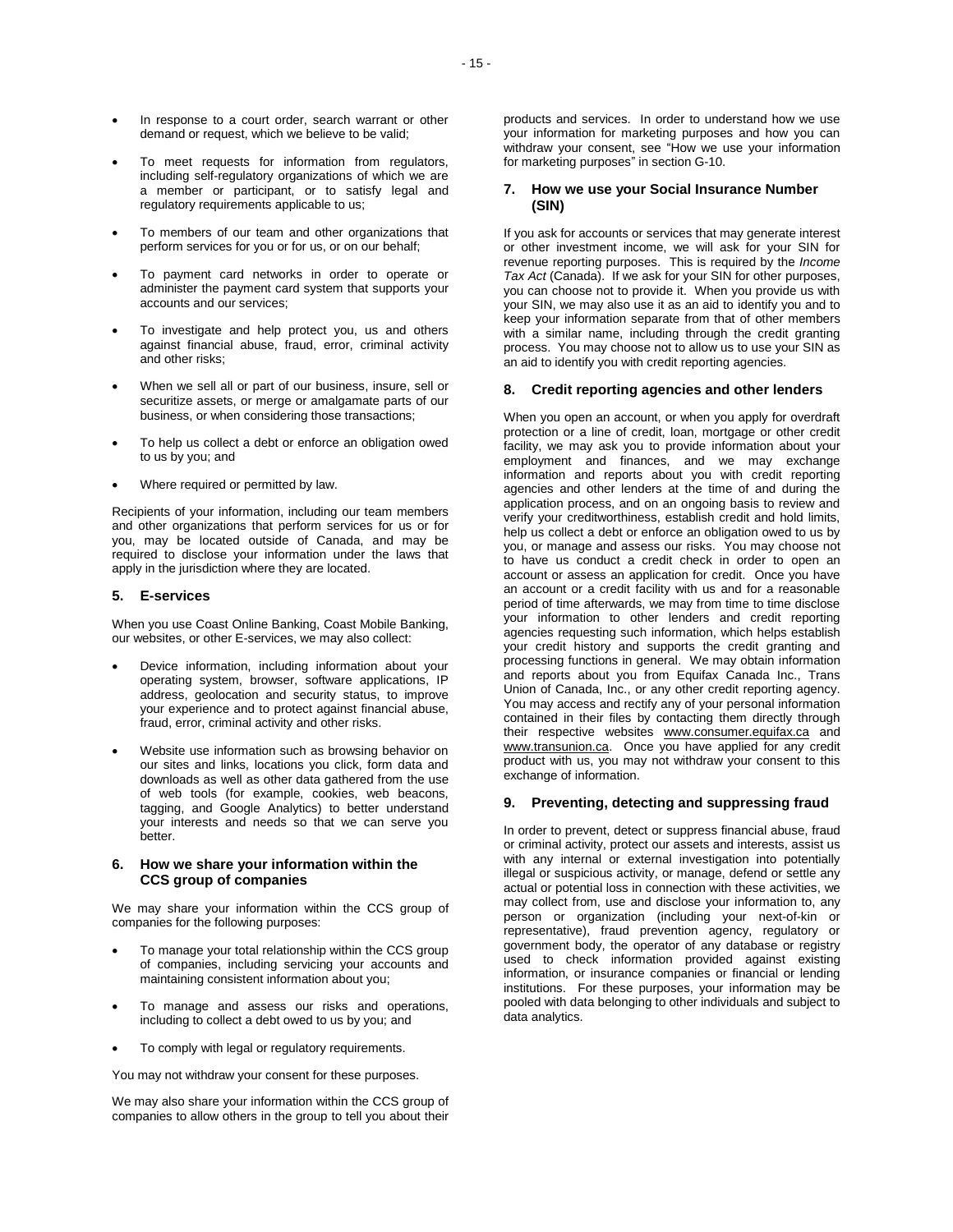- In response to a court order, search warrant or other demand or request, which we believe to be valid;
- To meet requests for information from regulators, including self-regulatory organizations of which we are a member or participant, or to satisfy legal and regulatory requirements applicable to us;
- To members of our team and other organizations that perform services for you or for us, or on our behalf;
- To payment card networks in order to operate or administer the payment card system that supports your accounts and our services;
- To investigate and help protect you, us and others against financial abuse, fraud, error, criminal activity and other risks;
- When we sell all or part of our business, insure, sell or securitize assets, or merge or amalgamate parts of our business, or when considering those transactions;
- To help us collect a debt or enforce an obligation owed to us by you; and
- Where required or permitted by law.

Recipients of your information, including our team members and other organizations that perform services for us or for you, may be located outside of Canada, and may be required to disclose your information under the laws that apply in the jurisdiction where they are located.

### 5. E-services

When you use Coast Online Banking, Coast Mobile Banking, our websites, or other E-services, we may also collect:

- Device information, including information about your operating system, browser, software applications, IP address, geolocation and security status, to improve your experience and to protect against financial abuse, fraud, error, criminal activity and other risks.
- Website use information such as browsing behavior on our sites and links, locations you click, form data and downloads as well as other data gathered from the use of web tools (for example, cookies, web beacons, tagging, and Google Analytics) to better understand your interests and needs so that we can serve you better.

### 6. How we share your information within the CCS group of companies

We may share your information within the CCS group of companies for the following purposes:

- To manage your total relationship within the CCS group of companies, including servicing your accounts and maintaining consistent information about you;
- To manage and assess our risks and operations, including to collect a debt owed to us by you; and
- To comply with legal or regulatory requirements.

You may not withdraw your consent for these purposes.

We may also share your information within the CCS group of companies to allow others in the group to tell you about their products and services. In order to understand how we use your information for marketing purposes and how you can withdraw your consent, see "How we use your information for marketing purposes" in section G-10.

### 7. How we use your Social Insurance Number (SIN)

If you ask for accounts or services that may generate interest or other investment income, we will ask for your SIN for revenue reporting purposes. This is required by the *Income Tax Act* (Canada). If we ask for your SIN for other purposes, you can choose not to provide it. When you provide us with your SIN, we may also use it as an aid to identify you and to keep your information separate from that of other members with a similar name, including through the credit granting process. You may choose not to allow us to use your SIN as an aid to identify you with credit reporting agencies.

### 8. Credit reporting agencies and other lenders

When you open an account, or when you apply for overdraft protection or a line of credit, loan, mortgage or other credit facility, we may ask you to provide information about your employment and finances, and we may exchange information and reports about you with credit reporting agencies and other lenders at the time of and during the application process, and on an ongoing basis to review and verify your creditworthiness, establish credit and hold limits, help us collect a debt or enforce an obligation owed to us by you, or manage and assess our risks. You may choose not to have us conduct a credit check in order to open an account or assess an application for credit. Once you have an account or a credit facility with us and for a reasonable period of time afterwards, we may from time to time disclose your information to other lenders and credit reporting agencies requesting such information, which helps establish your credit history and supports the credit granting and processing functions in general. We may obtain information and reports about you from Equifax Canada Inc., Trans Union of Canada, Inc., or any other credit reporting agency. You may access and rectify any of your personal information contained in their files by contacting them directly through their respective websites www.consumer.equifax.ca and www.transunion.ca. Once you have applied for any credit product with us, you may not withdraw your consent to this exchange of information.

### 9. Preventing, detecting and suppressing fraud

In order to prevent, detect or suppress financial abuse, fraud or criminal activity, protect our assets and interests, assist us with any internal or external investigation into potentially illegal or suspicious activity, or manage, defend or settle any actual or potential loss in connection with these activities, we may collect from, use and disclose your information to, any person or organization (including your next-of-kin or representative), fraud prevention agency, regulatory or government body, the operator of any database or registry used to check information provided against existing information, or insurance companies or financial or lending institutions. For these purposes, your information may be pooled with data belonging to other individuals and subject to data analytics.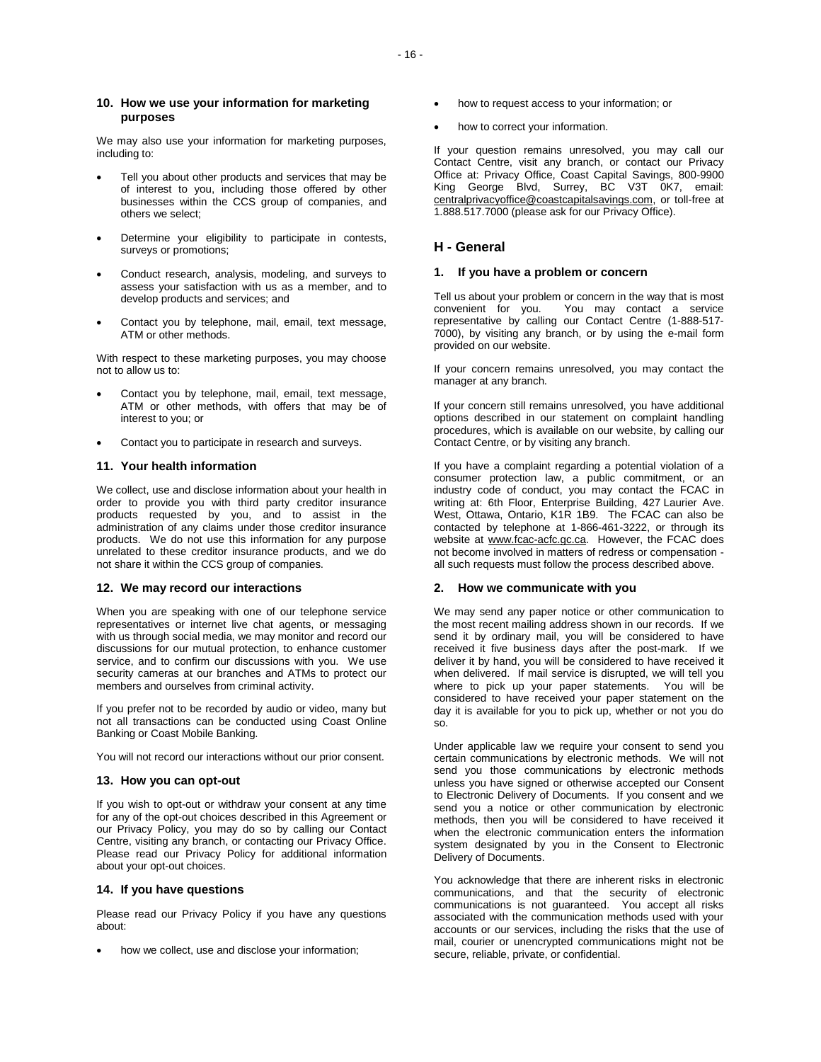### 10. How we use your information for marketing purposes

We may also use your information for marketing purposes, including to:

- Tell you about other products and services that may be of interest to you, including those offered by other businesses within the CCS group of companies, and others we select;
- Determine your eligibility to participate in contests, surveys or promotions;
- Conduct research, analysis, modeling, and surveys to assess your satisfaction with us as a member, and to develop products and services; and
- Contact you by telephone, mail, email, text message, ATM or other methods.

With respect to these marketing purposes, you may choose not to allow us to:

- Contact you by telephone, mail, email, text message, ATM or other methods, with offers that may be of interest to you; or
- Contact you to participate in research and surveys.

### 11. Your health information

We collect, use and disclose information about your health in order to provide you with third party creditor insurance products requested by you, and to assist in the administration of any claims under those creditor insurance products. We do not use this information for any purpose unrelated to these creditor insurance products, and we do not share it within the CCS group of companies.

### 12. We may record our interactions

When you are speaking with one of our telephone service representatives or internet live chat agents, or messaging with us through social media, we may monitor and record our discussions for our mutual protection, to enhance customer service, and to confirm our discussions with you. We use security cameras at our branches and ATMs to protect our members and ourselves from criminal activity.

If you prefer not to be recorded by audio or video, many but not all transactions can be conducted using Coast Online Banking or Coast Mobile Banking.

You will not record our interactions without our prior consent.

### 13. How you can opt-out

If you wish to opt-out or withdraw your consent at any time for any of the opt-out choices described in this Agreement or our Privacy Policy, you may do so by calling our Contact Centre, visiting any branch, or contacting our Privacy Office. Please read our Privacy Policy for additional information about your opt-out choices.

### 14. If you have questions

Please read our Privacy Policy if you have any questions about:

- how we collect, use and disclose your information;
- how to request access to your information; or
- how to correct your information.

If your question remains unresolved, you may call our Contact Centre, visit any branch, or contact our Privacy Office at: Privacy Office, Coast Capital Savings, 800-9900 King George Blvd, Surrey, BC V3T 0K7, email: centralprivacyoffice@coastcapitalsavings.com, or toll-free at 1.888.517.7000 (please ask for our Privacy Office).

## H - General

### 1. If you have a problem or concern

Tell us about your problem or concern in the way that is most convenient for you. You may contact a service representative by calling our Contact Centre (1-888-517-7000), by visiting any branch, or by using the e-mail form provided on our website.

If your concern remains unresolved, you may contact the manager at any branch.

If your concern still remains unresolved, you have additional options described in our statement on complaint handling procedures, which is available on our website, by calling our Contact Centre, or by visiting any branch.

If you have a complaint regarding a potential violation of a consumer protection law, a public commitment, or an industry code of conduct, you may contact the FCAC in writing at: 6th Floor, Enterprise Building, 427 Laurier Ave. West, Ottawa, Ontario, K1R 1B9. The FCAC can also be contacted by telephone at 1-866-461-3222, or through its website at www.fcac-acfc.gc.ca. However, the FCAC does not become involved in matters of redress or compensation - all such requests must follow the process described above.

### 2. How we communicate with you

We may send any paper notice or other communication to the most recent mailing address shown in our records. If we send it by ordinary mail, you will be considered to have received it five business days after the post-mark. If we deliver it by hand, you will be considered to have received it when delivered. If mail service is disrupted, we will tell you where to pick up your paper statements. You will be considered to have received your paper statement on the day it is available for you to pick up, whether or not you do so.

Under applicable law we require your consent to send you certain communications by electronic methods. We will not send you those communications by electronic methods unless you have signed or otherwise accepted our Consent to Electronic Delivery of Documents. If you consent and we send you a notice or other communication by electronic methods, then you will be considered to have received it when the electronic communication enters the information system designated by you in the Consent to Electronic Delivery of Documents.

You acknowledge that there are inherent risks in electronic communications, and that the security of electronic communications is not guaranteed. You accept all risks associated with the communication methods used with your accounts or our services, including the risks that the use of mail, courier or unencrypted communications might not be secure, reliable, private, or confidential.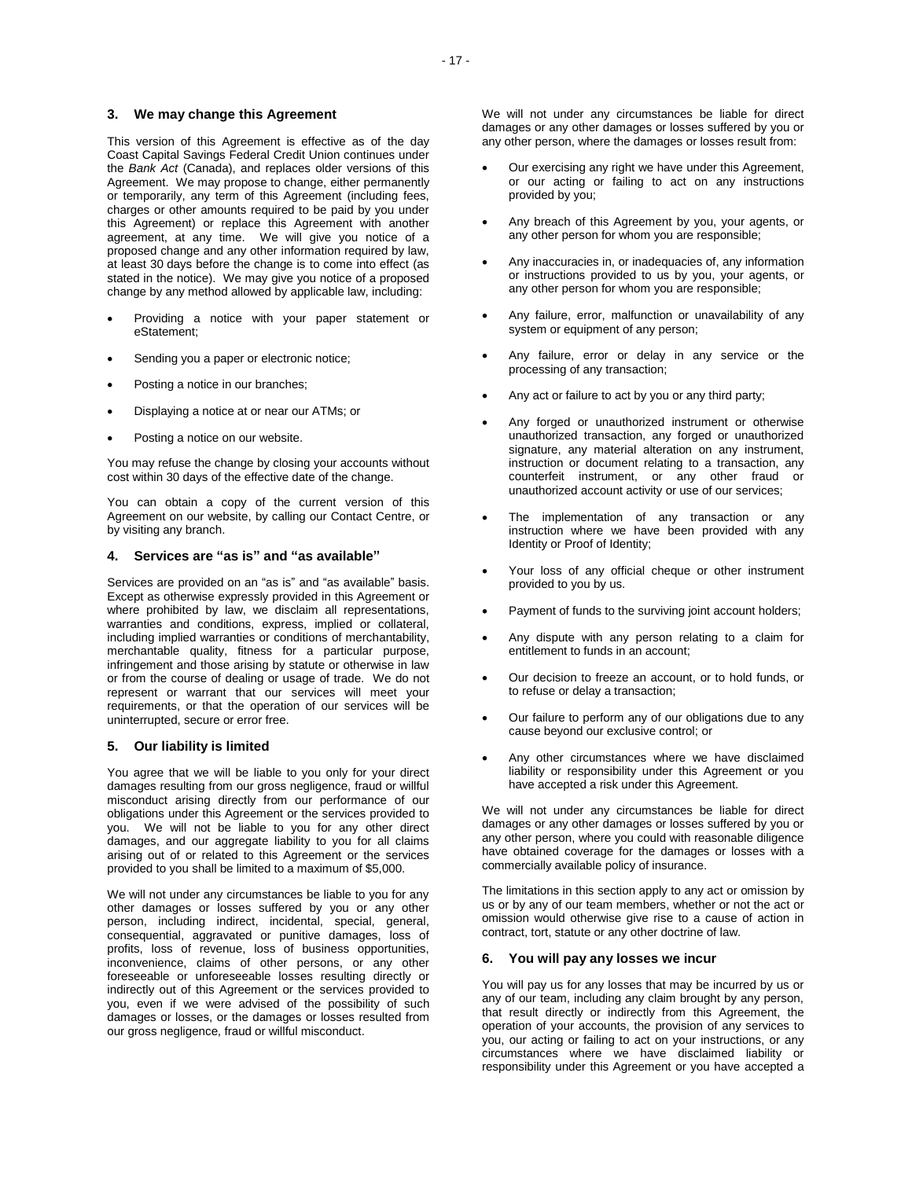## 3. We may change this Agreement

This version of this Agreement is effective as of the day Coast Capital Savings Federal Credit Union continues under the *Bank Act* (Canada), and replaces older versions of this Agreement. We may propose to change, either permanently or temporarily, any term of this Agreement (including fees, charges or other amounts required to be paid by you under this Agreement) or replace this Agreement with another agreement, at any time. We will give you notice of a proposed change and any other information required by law, at least 30 days before the change is to come into effect (as stated in the notice). We may give you notice of a proposed change by any method allowed by applicable law, including:

- Providing a notice with your paper statement or eStatement;
- Sending you a paper or electronic notice;
- Posting a notice in our branches;
- Displaying a notice at or near our ATMs; or
- Posting a notice on our website.

You may refuse the change by closing your accounts without cost within 30 days of the effective date of the change.

You can obtain a copy of the current version of this Agreement on our website, by calling our Contact Centre, or by visiting any branch.

## 4. Services are "as is" and "as available"

Services are provided on an "as is" and "as available" basis. Except as otherwise expressly provided in this Agreement or where prohibited by law, we disclaim all representations, warranties and conditions, express, implied or collateral, including implied warranties or conditions of merchantability, merchantable quality, fitness for a particular purpose, infringement and those arising by statute or otherwise in law or from the course of dealing or usage of trade. We do not represent or warrant that our services will meet your requirements, or that the operation of our services will be uninterrupted, secure or error free.

## 5. Our liability is limited

You agree that we will be liable to you only for your direct damages resulting from our gross negligence, fraud or willful misconduct arising directly from our performance of our obligations under this Agreement or the services provided to you. We will not be liable to you for any other direct damages, and our aggregate liability to you for all claims arising out of or related to this Agreement or the services provided to you shall be limited to a maximum of $5,000.

We will not under any circumstances be liable to you for any other damages or losses suffered by you or any other person, including indirect, incidental, special, general, consequential, aggravated or punitive damages, loss of profits, loss of revenue, loss of business opportunities, inconvenience, claims of other persons, or any other foreseeable or unforeseeable losses resulting directly or indirectly out of this Agreement or the services provided to you, even if we were advised of the possibility of such damages or losses, or the damages or losses resulted from our gross negligence, fraud or willful misconduct.

We will not under any circumstances be liable for direct damages or any other damages or losses suffered by you or any other person, where the damages or losses result from:

- Our exercising any right we have under this Agreement, or our acting or failing to act on any instructions provided by you;
- Any breach of this Agreement by you, your agents, or any other person for whom you are responsible;
- Any inaccuracies in, or inadequacies of, any information or instructions provided to us by you, your agents, or any other person for whom you are responsible;
- Any failure, error, malfunction or unavailability of any system or equipment of any person;
- Any failure, error or delay in any service or the processing of any transaction;
- Any act or failure to act by you or any third party;
- Any forged or unauthorized instrument or otherwise unauthorized transaction, any forged or unauthorized signature, any material alteration on any instrument, instruction or document relating to a transaction, any counterfeit instrument, or any other fraud or unauthorized account activity or use of our services;
- The implementation of any transaction or any instruction where we have been provided with any Identity or Proof of Identity;
- Your loss of any official cheque or other instrument provided to you by us.
- Payment of funds to the surviving joint account holders;
- Any dispute with any person relating to a claim for entitlement to funds in an account;
- Our decision to freeze an account, or to hold funds, or to refuse or delay a transaction;
- Our failure to perform any of our obligations due to any cause beyond our exclusive control; or
- Any other circumstances where we have disclaimed liability or responsibility under this Agreement or you have accepted a risk under this Agreement.

We will not under any circumstances be liable for direct damages or any other damages or losses suffered by you or any other person, where you could with reasonable diligence have obtained coverage for the damages or losses with a commercially available policy of insurance.

The limitations in this section apply to any act or omission by us or by any of our team members, whether or not the act or omission would otherwise give rise to a cause of action in contract, tort, statute or any other doctrine of law.

## 6. You will pay any losses we incur

You will pay us for any losses that may be incurred by us or any of our team, including any claim brought by any person, that result directly or indirectly from this Agreement, the operation of your accounts, the provision of any services to you, our acting or failing to act on your instructions, or any circumstances where we have disclaimed liability or responsibility under this Agreement or you have accepted a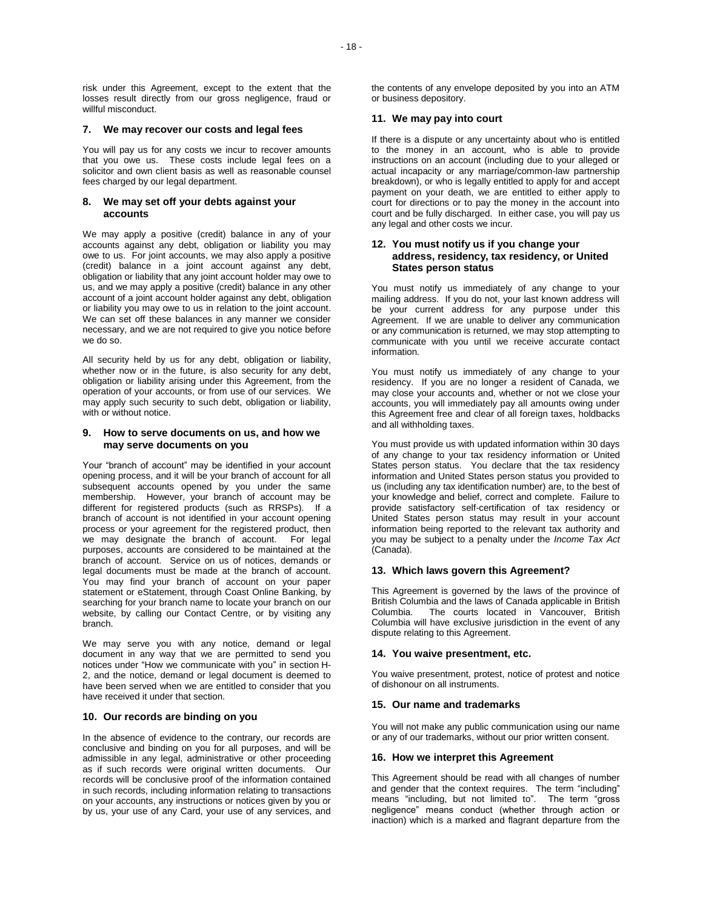risk under this Agreement, except to the extent that the losses result directly from our gross negligence, fraud or willful misconduct.

### 7. We may recover our costs and legal fees

You will pay us for any costs we incur to recover amounts that you owe us. These costs include legal fees on a solicitor and own client basis as well as reasonable counsel fees charged by our legal department.

### 8. We may set off your debts against your accounts

We may apply a positive (credit) balance in any of your accounts against any debt, obligation or liability you may owe to us. For joint accounts, we may also apply a positive (credit) balance in a joint account against any debt, obligation or liability that any joint account holder may owe to us, and we may apply a positive (credit) balance in any other account of a joint account holder against any debt, obligation or liability you may owe to us in relation to the joint account. We can set off these balances in any manner we consider necessary, and we are not required to give you notice before we do so.

All security held by us for any debt, obligation or liability, whether now or in the future, is also security for any debt, obligation or liability arising under this Agreement, from the operation of your accounts, or from use of our services. We may apply such security to such debt, obligation or liability, with or without notice.

### 9. How to serve documents on us, and how we may serve documents on you

Your "branch of account" may be identified in your account opening process, and it will be your branch of account for all subsequent accounts opened by you under the same membership. However, your branch of account may be different for registered products (such as RRSPs). If a branch of account is not identified in your account opening process or your agreement for the registered product, then we may designate the branch of account. For legal purposes, accounts are considered to be maintained at the branch of account. Service on us of notices, demands or legal documents must be made at the branch of account. You may find your branch of account on your paper statement or eStatement, through Coast Online Banking, by searching for your branch name to locate your branch on our website, by calling our Contact Centre, or by visiting any branch.

We may serve you with any notice, demand or legal document in any way that we are permitted to send you notices under "How we communicate with you" in section H-2, and the notice, demand or legal document is deemed to have been served when we are entitled to consider that you have received it under that section.

### 10. Our records are binding on you

In the absence of evidence to the contrary, our records are conclusive and binding on you for all purposes, and will be admissible in any legal, administrative or other proceeding as if such records were original written documents. Our records will be conclusive proof of the information contained in such records, including information relating to transactions on your accounts, any instructions or notices given by you or by us, your use of any Card, your use of any services, and the contents of any envelope deposited by you into an ATM or business depository.

### 11. We may pay into court

If there is a dispute or any uncertainty about who is entitled to the money in an account, who is able to provide instructions on an account (including due to your alleged or actual incapacity or any marriage/common-law partnership breakdown), or who is legally entitled to apply for and accept payment on your death, we are entitled to either apply to court for directions or to pay the money in the account into court and be fully discharged. In either case, you will pay us any legal and other costs we incur.

### 12. You must notify us if you change your address, residency, tax residency, or United States person status

You must notify us immediately of any change to your mailing address. If you do not, your last known address will be your current address for any purpose under this Agreement. If we are unable to deliver any communication or any communication is returned, we may stop attempting to communicate with you until we receive accurate contact information.

You must notify us immediately of any change to your residency. If you are no longer a resident of Canada, we may close your accounts and, whether or not we close your accounts, you will immediately pay all amounts owing under this Agreement free and clear of all foreign taxes, holdbacks and all withholding taxes.

You must provide us with updated information within 30 days of any change to your tax residency information or United States person status. You declare that the tax residency information and United States person status you provided to us (including any tax identification number) are, to the best of your knowledge and belief, correct and complete. Failure to provide satisfactory self-certification of tax residency or United States person status may result in your account information being reported to the relevant tax authority and you may be subject to a penalty under the *Income Tax Act* (Canada).

### 13. Which laws govern this Agreement?

This Agreement is governed by the laws of the province of British Columbia and the laws of Canada applicable in British Columbia. The courts located in Vancouver, British Columbia will have exclusive jurisdiction in the event of any dispute relating to this Agreement.

### 14. You waive presentment, etc.

You waive presentment, protest, notice of protest and notice of dishonour on all instruments.

### 15. Our name and trademarks

You will not make any public communication using our name or any of our trademarks, without our prior written consent.

### 16. How we interpret this Agreement

This Agreement should be read with all changes of number and gender that the context requires. The term "including" means "including, but not limited to". The term "gross negligence" means conduct (whether through action or inaction) which is a marked and flagrant departure from the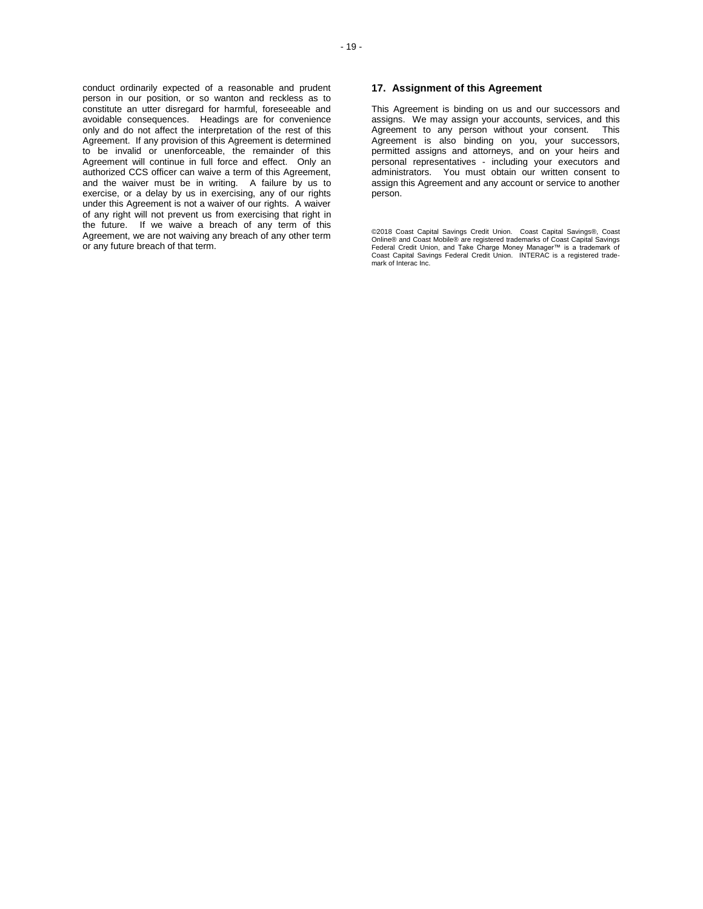conduct ordinarily expected of a reasonable and prudent person in our position, or so wanton and reckless as to constitute an utter disregard for harmful, foreseeable and avoidable consequences. Headings are for convenience only and do not affect the interpretation of the rest of this Agreement. If any provision of this Agreement is determined to be invalid or unenforceable, the remainder of this Agreement will continue in full force and effect. Only an authorized CCS officer can waive a term of this Agreement, and the waiver must be in writing. A failure by us to exercise, or a delay by us in exercising, any of our rights under this Agreement is not a waiver of our rights. A waiver of any right will not prevent us from exercising that right in the future. If we waive a breach of any term of this Agreement, we are not waiving any breach of any other term or any future breach of that term.

## 17. Assignment of this Agreement

This Agreement is binding on us and our successors and assigns. We may assign your accounts, services, and this Agreement to any person without your consent. This Agreement is also binding on you, your successors, permitted assigns and attorneys, and on your heirs and personal representatives - including your executors and administrators. You must obtain our written consent to assign this Agreement and any account or service to another person.

©2018 Coast Capital Savings Credit Union. Coast Capital Savings®, Coast Online® and Coast Mobile® are registered trademarks of Coast Capital Savings Federal Credit Union, and Take Charge Money Manager™ is a trademark of Coast Capital Savings Federal Credit Union. INTERAC is a registered trademark of Interac Inc.